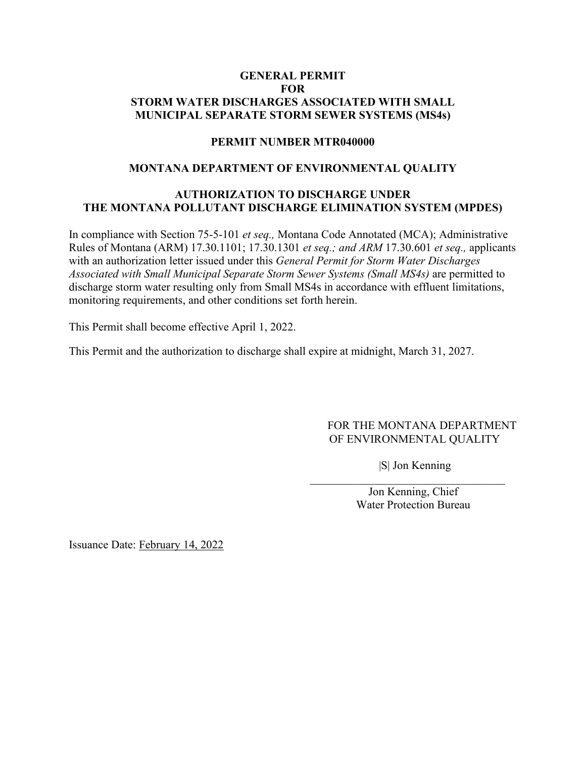# GENERAL PERMIT FOR STORM WATER DISCHARGES ASSOCIATED WITH SMALL MUNICIPAL SEPARATE STORM SEWER SYSTEMS (MS4s)

## PERMIT NUMBER MTR040000

## MONTANA DEPARTMENT OF ENVIRONMENTAL QUALITY

## AUTHORIZATION TO DISCHARGE UNDER THE MONTANA POLLUTANT DISCHARGE ELIMINATION SYSTEM (MPDES)

In compliance with Section 75-5-101 *et seq.,* Montana Code Annotated (MCA); Administrative Rules of Montana (ARM) 17.30.1101; 17.30.1301 *et seq.; and ARM* 17.30.601 *et seq.,* applicants with an authorization letter issued under this *General Permit for Storm Water Discharges Associated with Small Municipal Separate Storm Sewer Systems (Small MS4s)* are permitted to discharge storm water resulting only from Small MS4s in accordance with effluent limitations, monitoring requirements, and other conditions set forth herein.

This Permit shall become effective April 1, 2022.

This Permit and the authorization to discharge shall expire at midnight, March 31, 2027.

FOR THE MONTANA DEPARTMENT OF ENVIRONMENTAL QUALITY

|S| Jon Kenning

Jon Kenning, Chief
Water Protection Bureau

Issuance Date: February 14, 2022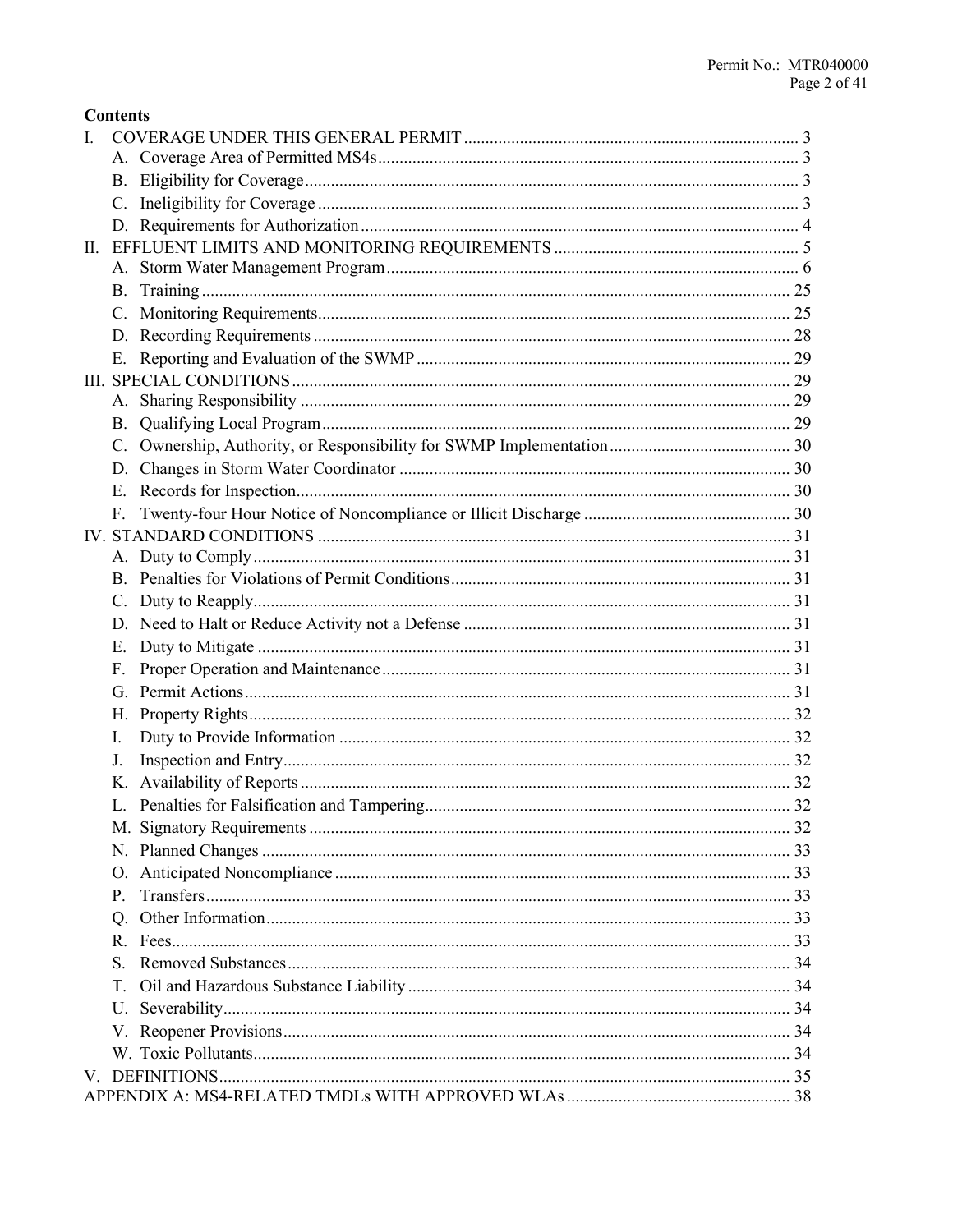## Contents

- I. COVERAGE UNDER THIS GENERAL PERMIT ..... 3
  - A. Coverage Area of Permitted MS4s ..... 3
  - B. Eligibility for Coverage ..... 3
  - C. Ineligibility for Coverage ..... 3
  - D. Requirements for Authorization ..... 4
- II. EFFLUENT LIMITS AND MONITORING REQUIREMENTS ..... 5
  - A. Storm Water Management Program ..... 6
  - B. Training ..... 25
  - C. Monitoring Requirements ..... 25
  - D. Recording Requirements ..... 28
  - E. Reporting and Evaluation of the SWMP ..... 29
- III. SPECIAL CONDITIONS ..... 29
  - A. Sharing Responsibility ..... 29
  - B. Qualifying Local Program ..... 29
  - C. Ownership, Authority, or Responsibility for SWMP Implementation ..... 30
  - D. Changes in Storm Water Coordinator ..... 30
  - E. Records for Inspection ..... 30
  - F. Twenty-four Hour Notice of Noncompliance or Illicit Discharge ..... 30
- IV. STANDARD CONDITIONS ..... 31
  - A. Duty to Comply ..... 31
  - B. Penalties for Violations of Permit Conditions ..... 31
  - C. Duty to Reapply ..... 31
  - D. Need to Halt or Reduce Activity not a Defense ..... 31
  - E. Duty to Mitigate ..... 31
  - F. Proper Operation and Maintenance ..... 31
  - G. Permit Actions ..... 31
  - H. Property Rights ..... 32
  - I. Duty to Provide Information ..... 32
  - J. Inspection and Entry ..... 32
  - K. Availability of Reports ..... 32
  - L. Penalties for Falsification and Tampering ..... 32
  - M. Signatory Requirements ..... 32
  - N. Planned Changes ..... 33
  - O. Anticipated Noncompliance ..... 33
  - P. Transfers ..... 33
  - Q. Other Information ..... 33
  - R. Fees ..... 33
  - S. Removed Substances ..... 34
  - T. Oil and Hazardous Substance Liability ..... 34
  - U. Severability ..... 34
  - V. Reopener Provisions ..... 34
  - W. Toxic Pollutants ..... 34
- V. DEFINITIONS ..... 35
- APPENDIX A: MS4-RELATED TMDLs WITH APPROVED WLAs ..... 38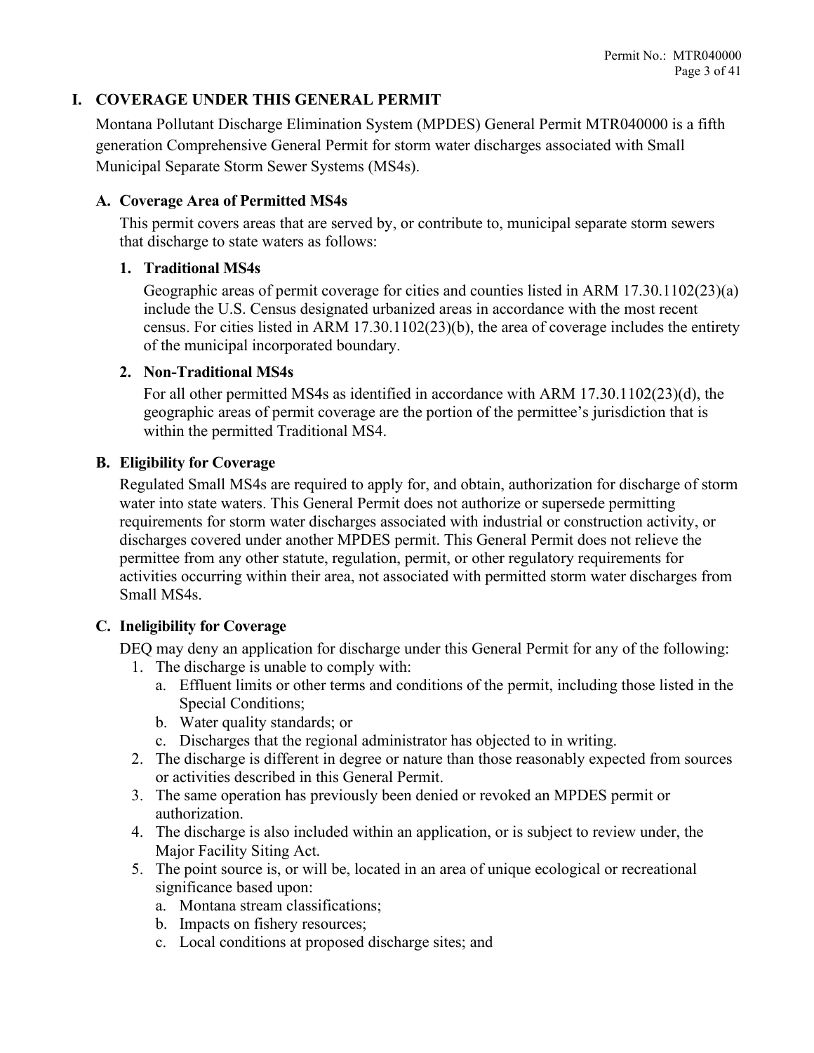# I. COVERAGE UNDER THIS GENERAL PERMIT

Montana Pollutant Discharge Elimination System (MPDES) General Permit MTR040000 is a fifth generation Comprehensive General Permit for storm water discharges associated with Small Municipal Separate Storm Sewer Systems (MS4s).

## A. Coverage Area of Permitted MS4s

This permit covers areas that are served by, or contribute to, municipal separate storm sewers that discharge to state waters as follows:

### 1. Traditional MS4s

Geographic areas of permit coverage for cities and counties listed in ARM 17.30.1102(23)(a) include the U.S. Census designated urbanized areas in accordance with the most recent census. For cities listed in ARM 17.30.1102(23)(b), the area of coverage includes the entirety of the municipal incorporated boundary.

### 2. Non-Traditional MS4s

For all other permitted MS4s as identified in accordance with ARM 17.30.1102(23)(d), the geographic areas of permit coverage are the portion of the permittee's jurisdiction that is within the permitted Traditional MS4.

## B. Eligibility for Coverage

Regulated Small MS4s are required to apply for, and obtain, authorization for discharge of storm water into state waters. This General Permit does not authorize or supersede permitting requirements for storm water discharges associated with industrial or construction activity, or discharges covered under another MPDES permit. This General Permit does not relieve the permittee from any other statute, regulation, permit, or other regulatory requirements for activities occurring within their area, not associated with permitted storm water discharges from Small MS4s.

## C. Ineligibility for Coverage

DEQ may deny an application for discharge under this General Permit for any of the following:

1. The discharge is unable to comply with:
   a. Effluent limits or other terms and conditions of the permit, including those listed in the Special Conditions;
   b. Water quality standards; or
   c. Discharges that the regional administrator has objected to in writing.
2. The discharge is different in degree or nature than those reasonably expected from sources or activities described in this General Permit.
3. The same operation has previously been denied or revoked an MPDES permit or authorization.
4. The discharge is also included within an application, or is subject to review under, the Major Facility Siting Act.
5. The point source is, or will be, located in an area of unique ecological or recreational significance based upon:
   a. Montana stream classifications;
   b. Impacts on fishery resources;
   c. Local conditions at proposed discharge sites; and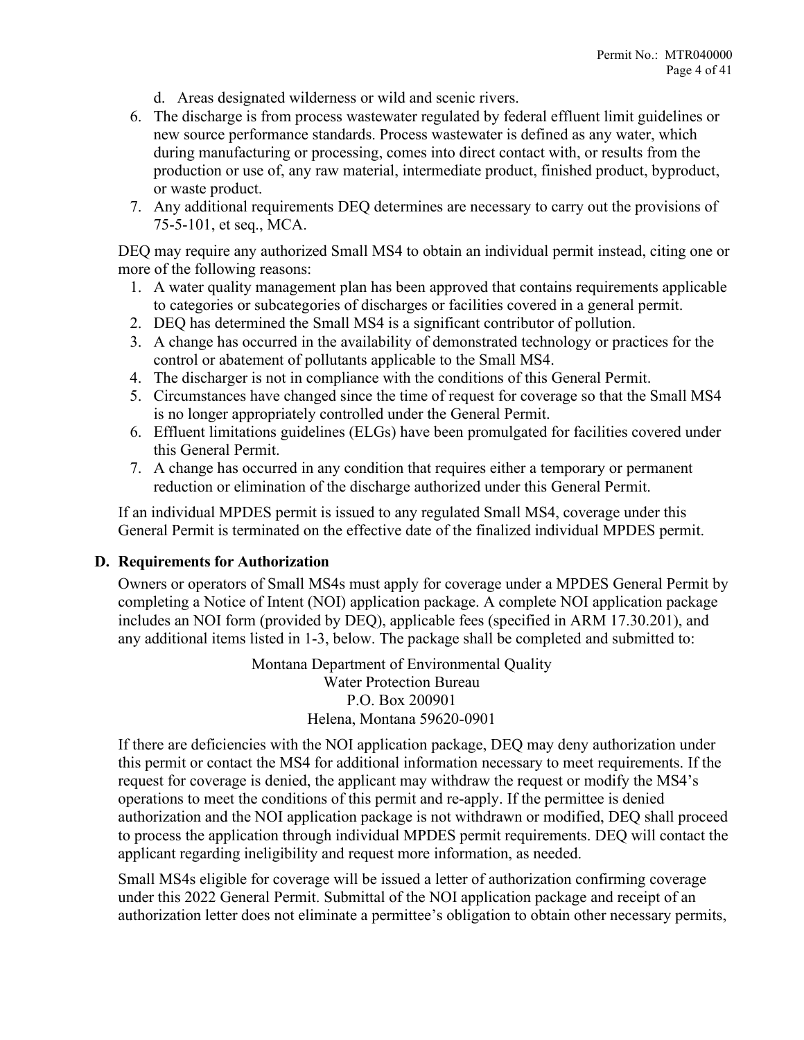d. Areas designated wilderness or wild and scenic rivers.

6. The discharge is from process wastewater regulated by federal effluent limit guidelines or new source performance standards. Process wastewater is defined as any water, which during manufacturing or processing, comes into direct contact with, or results from the production or use of, any raw material, intermediate product, finished product, byproduct, or waste product.
7. Any additional requirements DEQ determines are necessary to carry out the provisions of 75-5-101, et seq., MCA.

DEQ may require any authorized Small MS4 to obtain an individual permit instead, citing one or more of the following reasons:

1. A water quality management plan has been approved that contains requirements applicable to categories or subcategories of discharges or facilities covered in a general permit.
2. DEQ has determined the Small MS4 is a significant contributor of pollution.
3. A change has occurred in the availability of demonstrated technology or practices for the control or abatement of pollutants applicable to the Small MS4.
4. The discharger is not in compliance with the conditions of this General Permit.
5. Circumstances have changed since the time of request for coverage so that the Small MS4 is no longer appropriately controlled under the General Permit.
6. Effluent limitations guidelines (ELGs) have been promulgated for facilities covered under this General Permit.
7. A change has occurred in any condition that requires either a temporary or permanent reduction or elimination of the discharge authorized under this General Permit.

If an individual MPDES permit is issued to any regulated Small MS4, coverage under this General Permit is terminated on the effective date of the finalized individual MPDES permit.

**D. Requirements for Authorization**

Owners or operators of Small MS4s must apply for coverage under a MPDES General Permit by completing a Notice of Intent (NOI) application package. A complete NOI application package includes an NOI form (provided by DEQ), applicable fees (specified in ARM 17.30.201), and any additional items listed in 1-3, below. The package shall be completed and submitted to:

Montana Department of Environmental Quality
Water Protection Bureau
P.O. Box 200901
Helena, Montana 59620-0901

If there are deficiencies with the NOI application package, DEQ may deny authorization under this permit or contact the MS4 for additional information necessary to meet requirements. If the request for coverage is denied, the applicant may withdraw the request or modify the MS4's operations to meet the conditions of this permit and re-apply. If the permittee is denied authorization and the NOI application package is not withdrawn or modified, DEQ shall proceed to process the application through individual MPDES permit requirements. DEQ will contact the applicant regarding ineligibility and request more information, as needed.

Small MS4s eligible for coverage will be issued a letter of authorization confirming coverage under this 2022 General Permit. Submittal of the NOI application package and receipt of an authorization letter does not eliminate a permittee's obligation to obtain other necessary permits,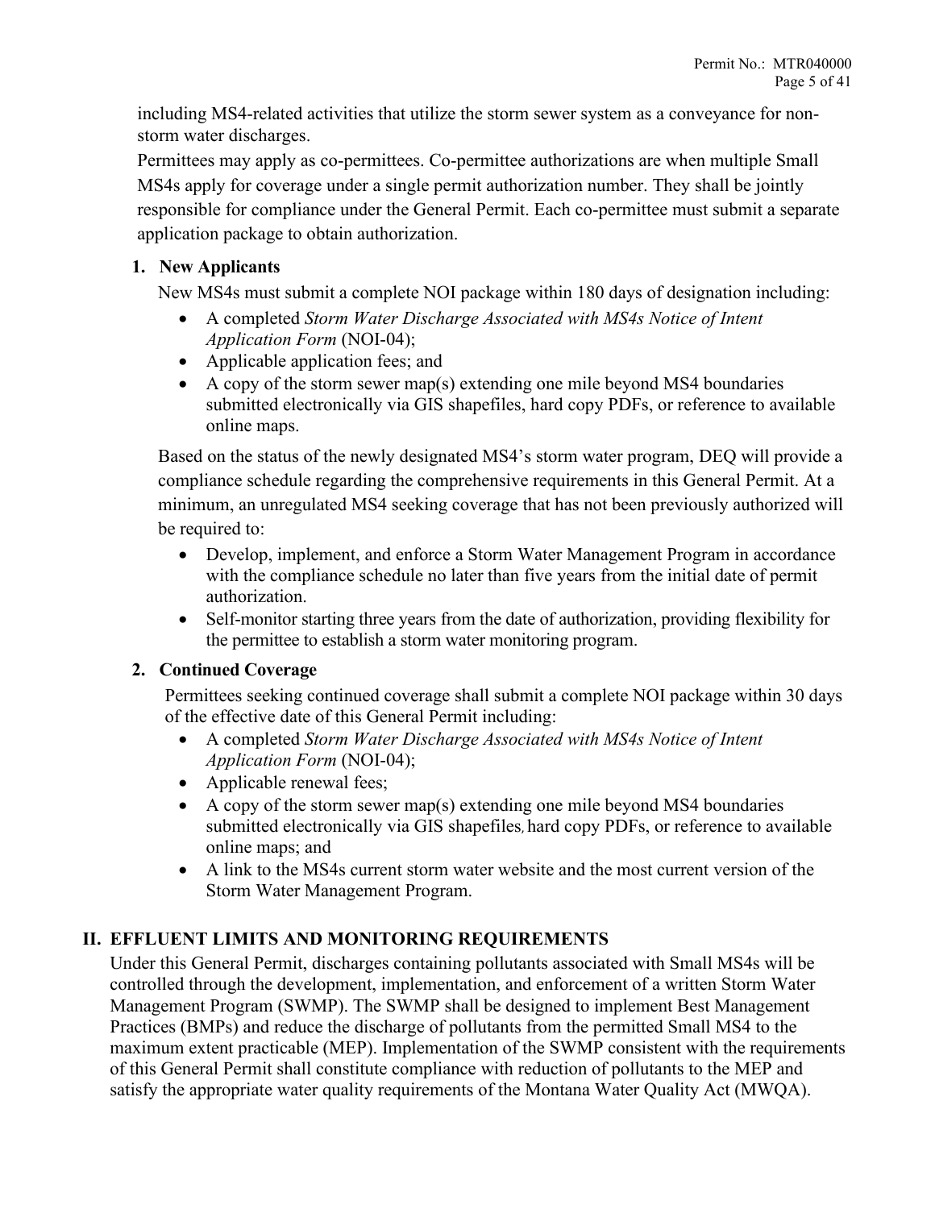including MS4-related activities that utilize the storm sewer system as a conveyance for non-storm water discharges.

Permittees may apply as co-permittees. Co-permittee authorizations are when multiple Small MS4s apply for coverage under a single permit authorization number. They shall be jointly responsible for compliance under the General Permit. Each co-permittee must submit a separate application package to obtain authorization.

### 1. New Applicants

New MS4s must submit a complete NOI package within 180 days of designation including:

- A completed *Storm Water Discharge Associated with MS4s Notice of Intent Application Form* (NOI-04);
- Applicable application fees; and
- A copy of the storm sewer map(s) extending one mile beyond MS4 boundaries submitted electronically via GIS shapefiles, hard copy PDFs, or reference to available online maps.

Based on the status of the newly designated MS4's storm water program, DEQ will provide a compliance schedule regarding the comprehensive requirements in this General Permit. At a minimum, an unregulated MS4 seeking coverage that has not been previously authorized will be required to:

- Develop, implement, and enforce a Storm Water Management Program in accordance with the compliance schedule no later than five years from the initial date of permit authorization.
- Self-monitor starting three years from the date of authorization, providing flexibility for the permittee to establish a storm water monitoring program.

### 2. Continued Coverage

Permittees seeking continued coverage shall submit a complete NOI package within 30 days of the effective date of this General Permit including:

- A completed *Storm Water Discharge Associated with MS4s Notice of Intent Application Form* (NOI-04);
- Applicable renewal fees;
- A copy of the storm sewer map(s) extending one mile beyond MS4 boundaries submitted electronically via GIS shapefiles, hard copy PDFs, or reference to available online maps; and
- A link to the MS4s current storm water website and the most current version of the Storm Water Management Program.

## II. EFFLUENT LIMITS AND MONITORING REQUIREMENTS

Under this General Permit, discharges containing pollutants associated with Small MS4s will be controlled through the development, implementation, and enforcement of a written Storm Water Management Program (SWMP). The SWMP shall be designed to implement Best Management Practices (BMPs) and reduce the discharge of pollutants from the permitted Small MS4 to the maximum extent practicable (MEP). Implementation of the SWMP consistent with the requirements of this General Permit shall constitute compliance with reduction of pollutants to the MEP and satisfy the appropriate water quality requirements of the Montana Water Quality Act (MWQA).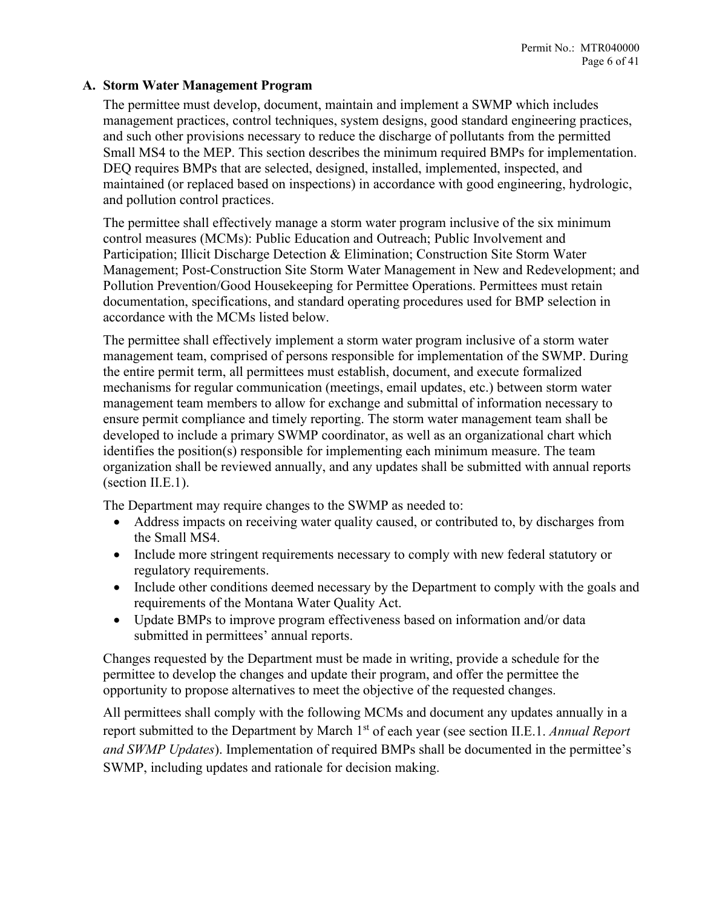## A. Storm Water Management Program

The permittee must develop, document, maintain and implement a SWMP which includes management practices, control techniques, system designs, good standard engineering practices, and such other provisions necessary to reduce the discharge of pollutants from the permitted Small MS4 to the MEP. This section describes the minimum required BMPs for implementation. DEQ requires BMPs that are selected, designed, installed, implemented, inspected, and maintained (or replaced based on inspections) in accordance with good engineering, hydrologic, and pollution control practices.

The permittee shall effectively manage a storm water program inclusive of the six minimum control measures (MCMs): Public Education and Outreach; Public Involvement and Participation; Illicit Discharge Detection & Elimination; Construction Site Storm Water Management; Post-Construction Site Storm Water Management in New and Redevelopment; and Pollution Prevention/Good Housekeeping for Permittee Operations. Permittees must retain documentation, specifications, and standard operating procedures used for BMP selection in accordance with the MCMs listed below.

The permittee shall effectively implement a storm water program inclusive of a storm water management team, comprised of persons responsible for implementation of the SWMP. During the entire permit term, all permittees must establish, document, and execute formalized mechanisms for regular communication (meetings, email updates, etc.) between storm water management team members to allow for exchange and submittal of information necessary to ensure permit compliance and timely reporting. The storm water management team shall be developed to include a primary SWMP coordinator, as well as an organizational chart which identifies the position(s) responsible for implementing each minimum measure. The team organization shall be reviewed annually, and any updates shall be submitted with annual reports (section II.E.1).

The Department may require changes to the SWMP as needed to:

- Address impacts on receiving water quality caused, or contributed to, by discharges from the Small MS4.
- Include more stringent requirements necessary to comply with new federal statutory or regulatory requirements.
- Include other conditions deemed necessary by the Department to comply with the goals and requirements of the Montana Water Quality Act.
- Update BMPs to improve program effectiveness based on information and/or data submitted in permittees' annual reports.

Changes requested by the Department must be made in writing, provide a schedule for the permittee to develop the changes and update their program, and offer the permittee the opportunity to propose alternatives to meet the objective of the requested changes.

All permittees shall comply with the following MCMs and document any updates annually in a report submitted to the Department by March 1st of each year (see section II.E.1. *Annual Report and SWMP Updates*). Implementation of required BMPs shall be documented in the permittee's SWMP, including updates and rationale for decision making.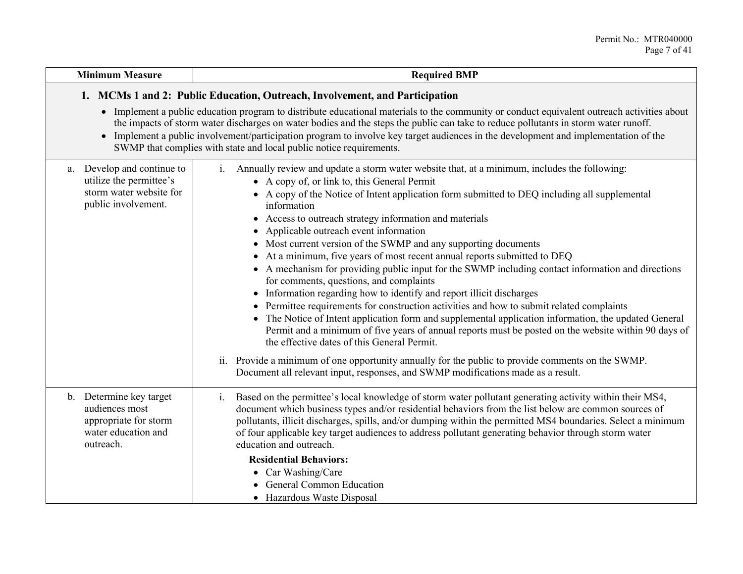| Minimum Measure | Required BMP |
|---|---|
| **1. MCMs 1 and 2: Public Education, Outreach, Involvement, and Participation**<br>• Implement a public education program to distribute educational materials to the community or conduct equivalent outreach activities about the impacts of storm water discharges on water bodies and the steps the public can take to reduce pollutants in storm water runoff.<br>• Implement a public involvement/participation program to involve key target audiences in the development and implementation of the SWMP that complies with state and local public notice requirements. | |
| a. Develop and continue to utilize the permittee's storm water website for public involvement. | i. Annually review and update a storm water website that, at a minimum, includes the following:<br>• A copy of, or link to, this General Permit<br>• A copy of the Notice of Intent application form submitted to DEQ including all supplemental information<br>• Access to outreach strategy information and materials<br>• Applicable outreach event information<br>• Most current version of the SWMP and any supporting documents<br>• At a minimum, five years of most recent annual reports submitted to DEQ<br>• A mechanism for providing public input for the SWMP including contact information and directions for comments, questions, and complaints<br>• Information regarding how to identify and report illicit discharges<br>• Permittee requirements for construction activities and how to submit related complaints<br>• The Notice of Intent application form and supplemental application information, the updated General Permit and a minimum of five years of annual reports must be posted on the website within 90 days of the effective dates of this General Permit.<br><br>ii. Provide a minimum of one opportunity annually for the public to provide comments on the SWMP. Document all relevant input, responses, and SWMP modifications made as a result. |
| b. Determine key target audiences most appropriate for storm water education and outreach. | i. Based on the permittee's local knowledge of storm water pollutant generating activity within their MS4, document which business types and/or residential behaviors from the list below are common sources of pollutants, illicit discharges, spills, and/or dumping within the permitted MS4 boundaries. Select a minimum of four applicable key target audiences to address pollutant generating behavior through storm water education and outreach.<br>**Residential Behaviors:**<br>• Car Washing/Care<br>• General Common Education<br>• Hazardous Waste Disposal |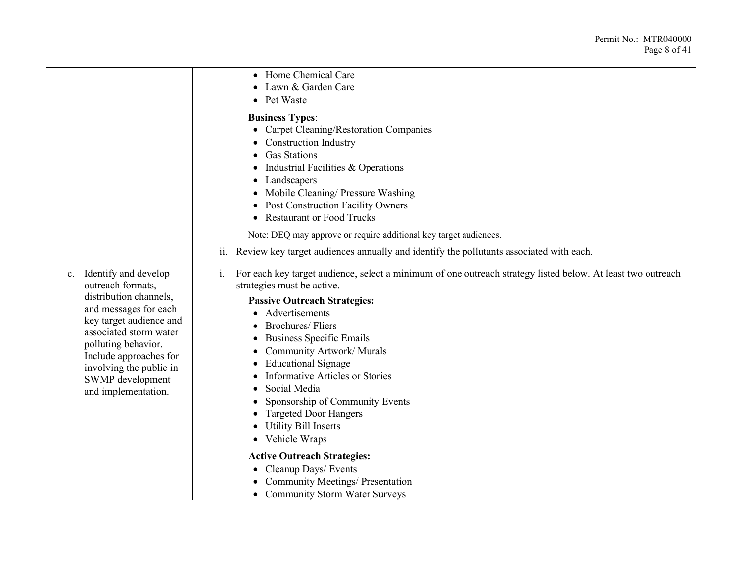| | |
|---|---|
| | • Home Chemical Care<br>• Lawn & Garden Care<br>• Pet Waste<br><br>**Business Types**:<br>• Carpet Cleaning/Restoration Companies<br>• Construction Industry<br>• Gas Stations<br>• Industrial Facilities & Operations<br>• Landscapers<br>• Mobile Cleaning/ Pressure Washing<br>• Post Construction Facility Owners<br>• Restaurant or Food Trucks<br><br>Note: DEQ may approve or require additional key target audiences.<br><br>ii. Review key target audiences annually and identify the pollutants associated with each. |
| c. Identify and develop outreach formats, distribution channels, and messages for each key target audience and associated storm water polluting behavior. Include approaches for involving the public in SWMP development and implementation. | i. For each key target audience, select a minimum of one outreach strategy listed below. At least two outreach strategies must be active.<br><br>**Passive Outreach Strategies:**<br>• Advertisements<br>• Brochures/ Fliers<br>• Business Specific Emails<br>• Community Artwork/ Murals<br>• Educational Signage<br>• Informative Articles or Stories<br>• Social Media<br>• Sponsorship of Community Events<br>• Targeted Door Hangers<br>• Utility Bill Inserts<br>• Vehicle Wraps<br><br>**Active Outreach Strategies:**<br>• Cleanup Days/ Events<br>• Community Meetings/ Presentation<br>• Community Storm Water Surveys |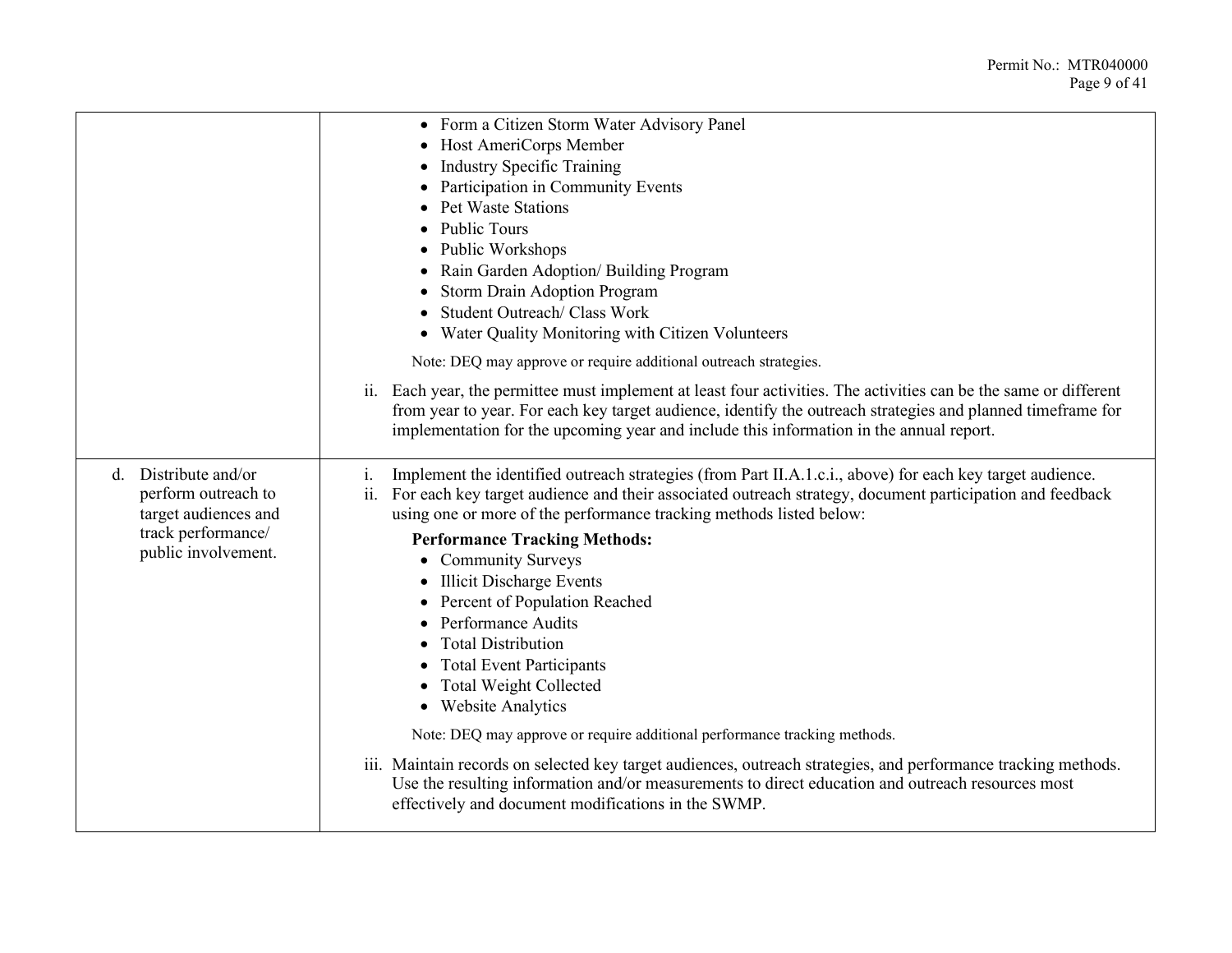| | |
|---|---|
| | • Form a Citizen Storm Water Advisory Panel<br>• Host AmeriCorps Member<br>• Industry Specific Training<br>• Participation in Community Events<br>• Pet Waste Stations<br>• Public Tours<br>• Public Workshops<br>• Rain Garden Adoption/ Building Program<br>• Storm Drain Adoption Program<br>• Student Outreach/ Class Work<br>• Water Quality Monitoring with Citizen Volunteers<br><br>Note: DEQ may approve or require additional outreach strategies.<br><br>ii. Each year, the permittee must implement at least four activities. The activities can be the same or different from year to year. For each key target audience, identify the outreach strategies and planned timeframe for implementation for the upcoming year and include this information in the annual report. |
| d. Distribute and/or perform outreach to target audiences and track performance/ public involvement. | i. Implement the identified outreach strategies (from Part II.A.1.c.i., above) for each key target audience.<br>ii. For each key target audience and their associated outreach strategy, document participation and feedback using one or more of the performance tracking methods listed below:<br><br>**Performance Tracking Methods:**<br>• Community Surveys<br>• Illicit Discharge Events<br>• Percent of Population Reached<br>• Performance Audits<br>• Total Distribution<br>• Total Event Participants<br>• Total Weight Collected<br>• Website Analytics<br><br>Note: DEQ may approve or require additional performance tracking methods.<br><br>iii. Maintain records on selected key target audiences, outreach strategies, and performance tracking methods. Use the resulting information and/or measurements to direct education and outreach resources most effectively and document modifications in the SWMP. |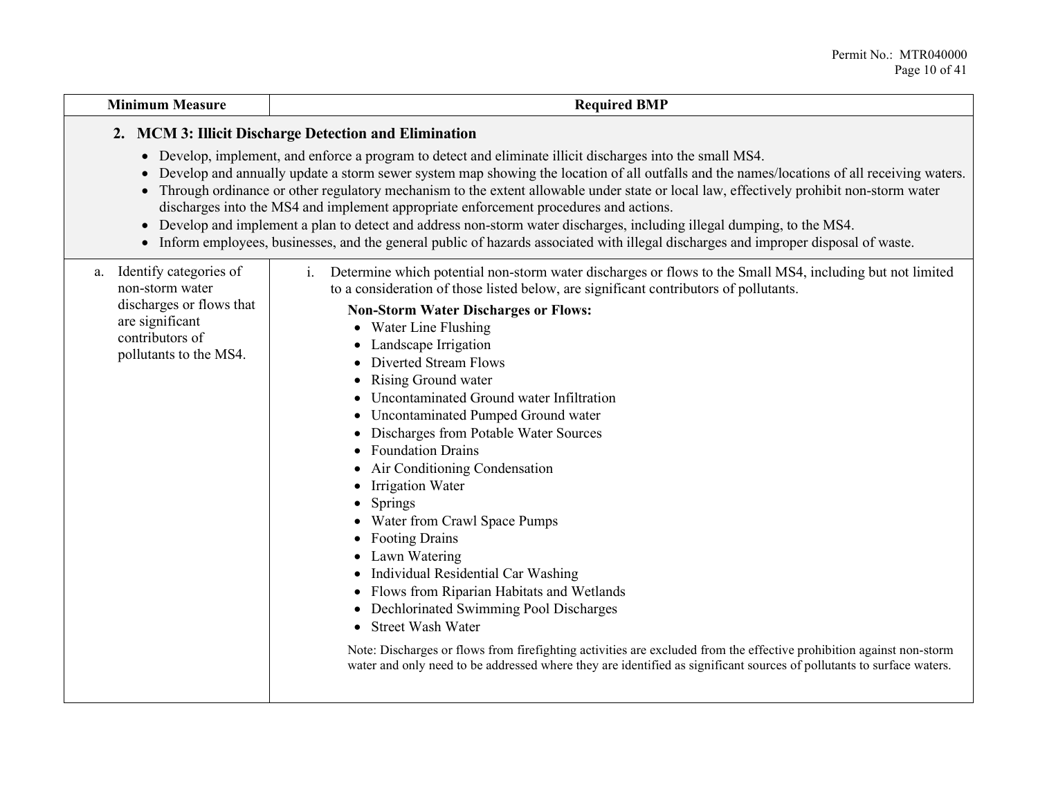| Minimum Measure | Required BMP |
|---|---|
| **2. MCM 3: Illicit Discharge Detection and Elimination**<br>• Develop, implement, and enforce a program to detect and eliminate illicit discharges into the small MS4.<br>• Develop and annually update a storm sewer system map showing the location of all outfalls and the names/locations of all receiving waters.<br>• Through ordinance or other regulatory mechanism to the extent allowable under state or local law, effectively prohibit non-storm water discharges into the MS4 and implement appropriate enforcement procedures and actions.<br>• Develop and implement a plan to detect and address non-storm water discharges, including illegal dumping, to the MS4.<br>• Inform employees, businesses, and the general public of hazards associated with illegal discharges and improper disposal of waste. | |
| a. Identify categories of non-storm water discharges or flows that are significant contributors of pollutants to the MS4. | i. Determine which potential non-storm water discharges or flows to the Small MS4, including but not limited to a consideration of those listed below, are significant contributors of pollutants.<br><br>**Non-Storm Water Discharges or Flows:**<br>• Water Line Flushing<br>• Landscape Irrigation<br>• Diverted Stream Flows<br>• Rising Ground water<br>• Uncontaminated Ground water Infiltration<br>• Uncontaminated Pumped Ground water<br>• Discharges from Potable Water Sources<br>• Foundation Drains<br>• Air Conditioning Condensation<br>• Irrigation Water<br>• Springs<br>• Water from Crawl Space Pumps<br>• Footing Drains<br>• Lawn Watering<br>• Individual Residential Car Washing<br>• Flows from Riparian Habitats and Wetlands<br>• Dechlorinated Swimming Pool Discharges<br>• Street Wash Water<br><br>Note: Discharges or flows from firefighting activities are excluded from the effective prohibition against non-storm water and only need to be addressed where they are identified as significant sources of pollutants to surface waters. |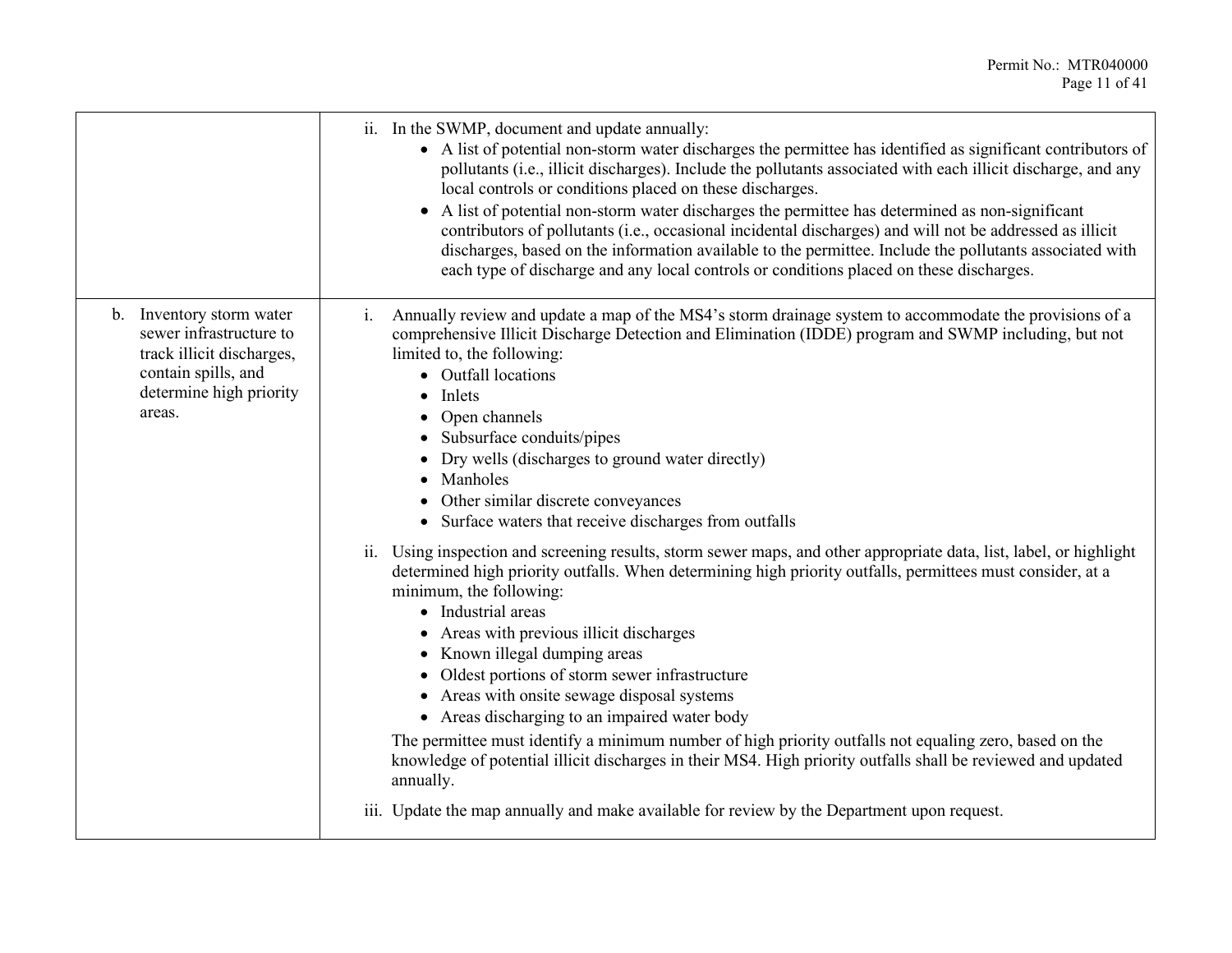| | |
|---|---|
| | ii. In the SWMP, document and update annually:<br>• A list of potential non-storm water discharges the permittee has identified as significant contributors of pollutants (i.e., illicit discharges). Include the pollutants associated with each illicit discharge, and any local controls or conditions placed on these discharges.<br>• A list of potential non-storm water discharges the permittee has determined as non-significant contributors of pollutants (i.e., occasional incidental discharges) and will not be addressed as illicit discharges, based on the information available to the permittee. Include the pollutants associated with each type of discharge and any local controls or conditions placed on these discharges. |
| b. Inventory storm water sewer infrastructure to track illicit discharges, contain spills, and determine high priority areas. | i. Annually review and update a map of the MS4's storm drainage system to accommodate the provisions of a comprehensive Illicit Discharge Detection and Elimination (IDDE) program and SWMP including, but not limited to, the following:<br>• Outfall locations<br>• Inlets<br>• Open channels<br>• Subsurface conduits/pipes<br>• Dry wells (discharges to ground water directly)<br>• Manholes<br>• Other similar discrete conveyances<br>• Surface waters that receive discharges from outfalls<br><br>ii. Using inspection and screening results, storm sewer maps, and other appropriate data, list, label, or highlight determined high priority outfalls. When determining high priority outfalls, permittees must consider, at a minimum, the following:<br>• Industrial areas<br>• Areas with previous illicit discharges<br>• Known illegal dumping areas<br>• Oldest portions of storm sewer infrastructure<br>• Areas with onsite sewage disposal systems<br>• Areas discharging to an impaired water body<br>The permittee must identify a minimum number of high priority outfalls not equaling zero, based on the knowledge of potential illicit discharges in their MS4. High priority outfalls shall be reviewed and updated annually.<br><br>iii. Update the map annually and make available for review by the Department upon request. |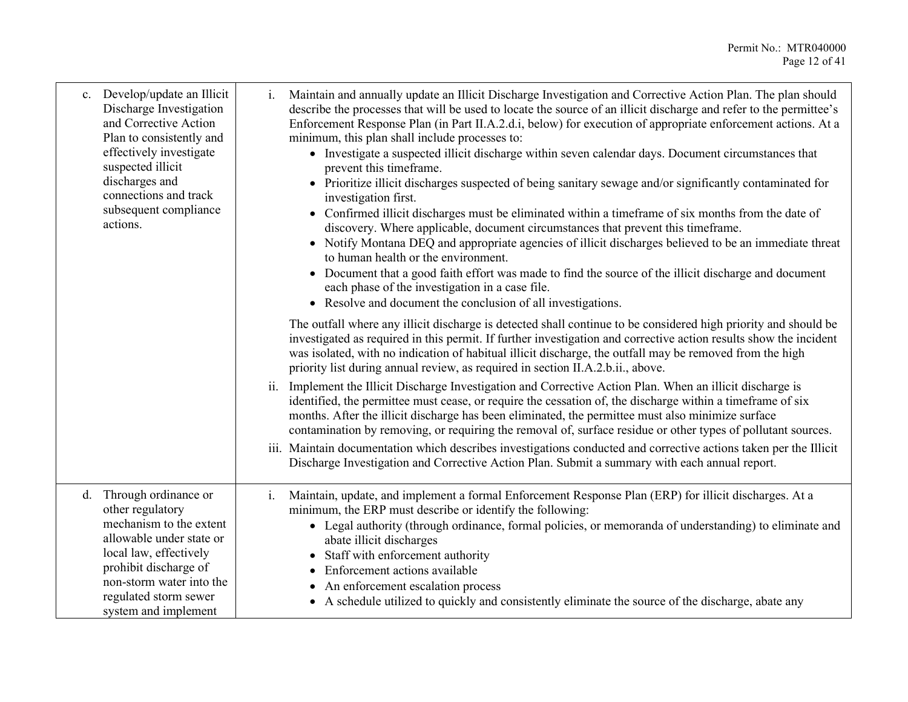| | |
|---|---|
| c. Develop/update an Illicit Discharge Investigation and Corrective Action Plan to consistently and effectively investigate suspected illicit discharges and connections and track subsequent compliance actions. | i. Maintain and annually update an Illicit Discharge Investigation and Corrective Action Plan. The plan should describe the processes that will be used to locate the source of an illicit discharge and refer to the permittee's Enforcement Response Plan (in Part II.A.2.d.i, below) for execution of appropriate enforcement actions. At a minimum, this plan shall include processes to:<br>• Investigate a suspected illicit discharge within seven calendar days. Document circumstances that prevent this timeframe.<br>• Prioritize illicit discharges suspected of being sanitary sewage and/or significantly contaminated for investigation first.<br>• Confirmed illicit discharges must be eliminated within a timeframe of six months from the date of discovery. Where applicable, document circumstances that prevent this timeframe.<br>• Notify Montana DEQ and appropriate agencies of illicit discharges believed to be an immediate threat to human health or the environment.<br>• Document that a good faith effort was made to find the source of the illicit discharge and document each phase of the investigation in a case file.<br>• Resolve and document the conclusion of all investigations.<br><br>The outfall where any illicit discharge is detected shall continue to be considered high priority and should be investigated as required in this permit. If further investigation and corrective action results show the incident was isolated, with no indication of habitual illicit discharge, the outfall may be removed from the high priority list during annual review, as required in section II.A.2.b.ii., above.<br><br>ii. Implement the Illicit Discharge Investigation and Corrective Action Plan. When an illicit discharge is identified, the permittee must cease, or require the cessation of, the discharge within a timeframe of six months. After the illicit discharge has been eliminated, the permittee must also minimize surface contamination by removing, or requiring the removal of, surface residue or other types of pollutant sources.<br><br>iii. Maintain documentation which describes investigations conducted and corrective actions taken per the Illicit Discharge Investigation and Corrective Action Plan. Submit a summary with each annual report. |
| d. Through ordinance or other regulatory mechanism to the extent allowable under state or local law, effectively prohibit discharge of non-storm water into the regulated storm sewer system and implement | i. Maintain, update, and implement a formal Enforcement Response Plan (ERP) for illicit discharges. At a minimum, the ERP must describe or identify the following:<br>• Legal authority (through ordinance, formal policies, or memoranda of understanding) to eliminate and abate illicit discharges<br>• Staff with enforcement authority<br>• Enforcement actions available<br>• An enforcement escalation process<br>• A schedule utilized to quickly and consistently eliminate the source of the discharge, abate any |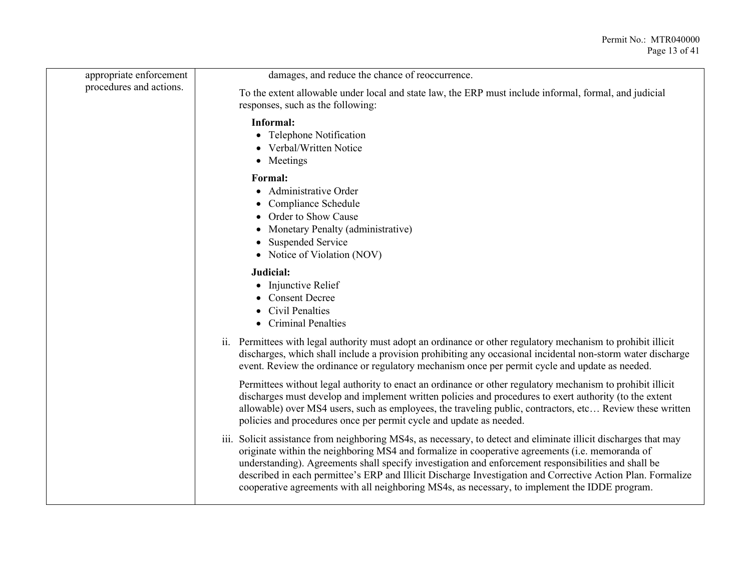| appropriate enforcement procedures and actions. | damages, and reduce the chance of reoccurrence.<br><br>To the extent allowable under local and state law, the ERP must include informal, formal, and judicial responses, such as the following:<br><br>**Informal:**<br>• Telephone Notification<br>• Verbal/Written Notice<br>• Meetings<br><br>**Formal:**<br>• Administrative Order<br>• Compliance Schedule<br>• Order to Show Cause<br>• Monetary Penalty (administrative)<br>• Suspended Service<br>• Notice of Violation (NOV)<br><br>**Judicial:**<br>• Injunctive Relief<br>• Consent Decree<br>• Civil Penalties<br>• Criminal Penalties<br><br>ii. Permittees with legal authority must adopt an ordinance or other regulatory mechanism to prohibit illicit discharges, which shall include a provision prohibiting any occasional incidental non-storm water discharge event. Review the ordinance or regulatory mechanism once per permit cycle and update as needed.<br><br>Permittees without legal authority to enact an ordinance or other regulatory mechanism to prohibit illicit discharges must develop and implement written policies and procedures to exert authority (to the extent allowable) over MS4 users, such as employees, the traveling public, contractors, etc… Review these written policies and procedures once per permit cycle and update as needed.<br><br>iii. Solicit assistance from neighboring MS4s, as necessary, to detect and eliminate illicit discharges that may originate within the neighboring MS4 and formalize in cooperative agreements (i.e. memoranda of understanding). Agreements shall specify investigation and enforcement responsibilities and shall be described in each permittee's ERP and Illicit Discharge Investigation and Corrective Action Plan. Formalize cooperative agreements with all neighboring MS4s, as necessary, to implement the IDDE program. |
|---|---|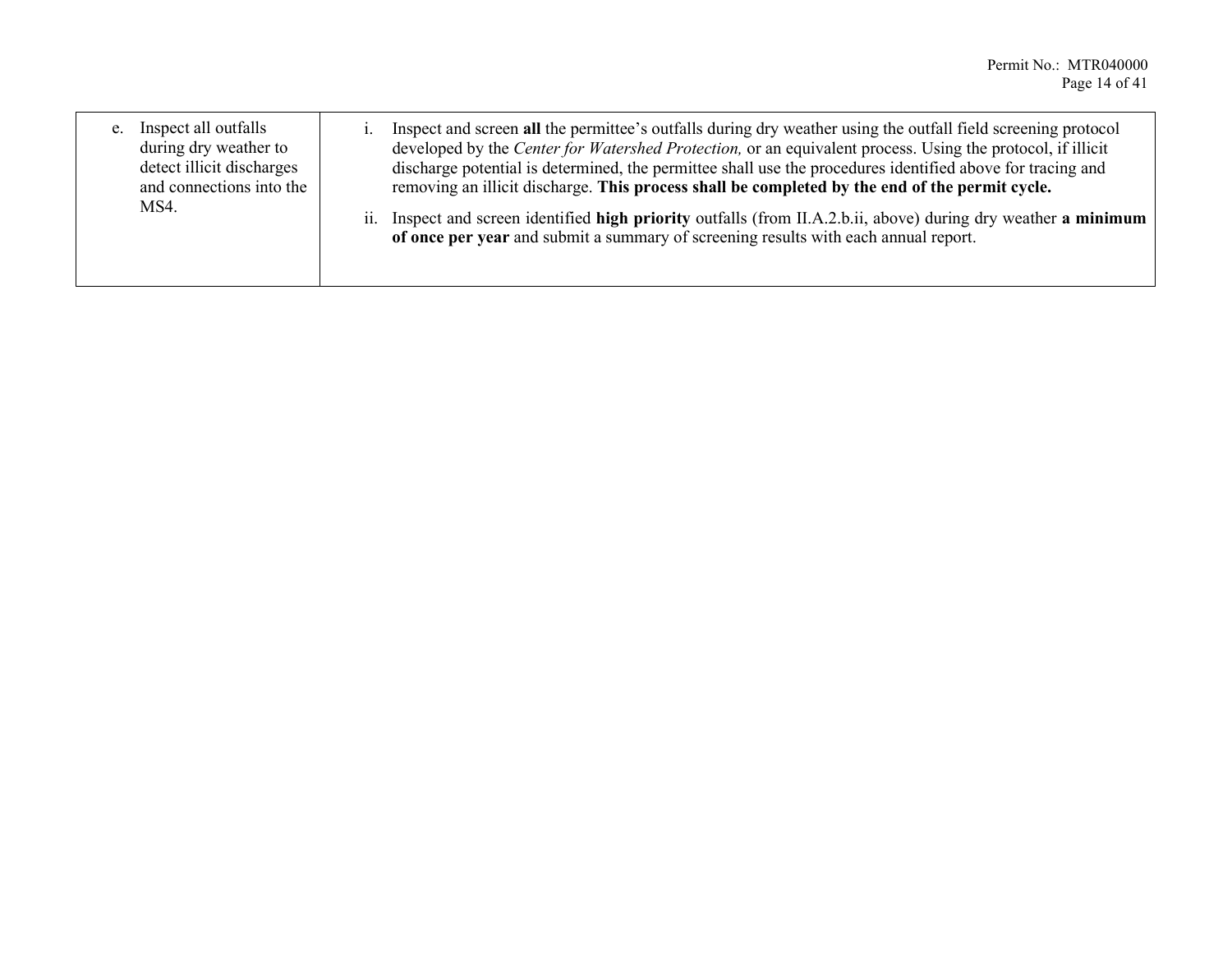| | |
|---|---|
| e. Inspect all outfalls during dry weather to detect illicit discharges and connections into the MS4. | i. Inspect and screen **all** the permittee's outfalls during dry weather using the outfall field screening protocol developed by the *Center for Watershed Protection,* or an equivalent process. Using the protocol, if illicit discharge potential is determined, the permittee shall use the procedures identified above for tracing and removing an illicit discharge. **This process shall be completed by the end of the permit cycle.**<br><br>ii. Inspect and screen identified **high priority** outfalls (from II.A.2.b.ii, above) during dry weather **a minimum of once per year** and submit a summary of screening results with each annual report. |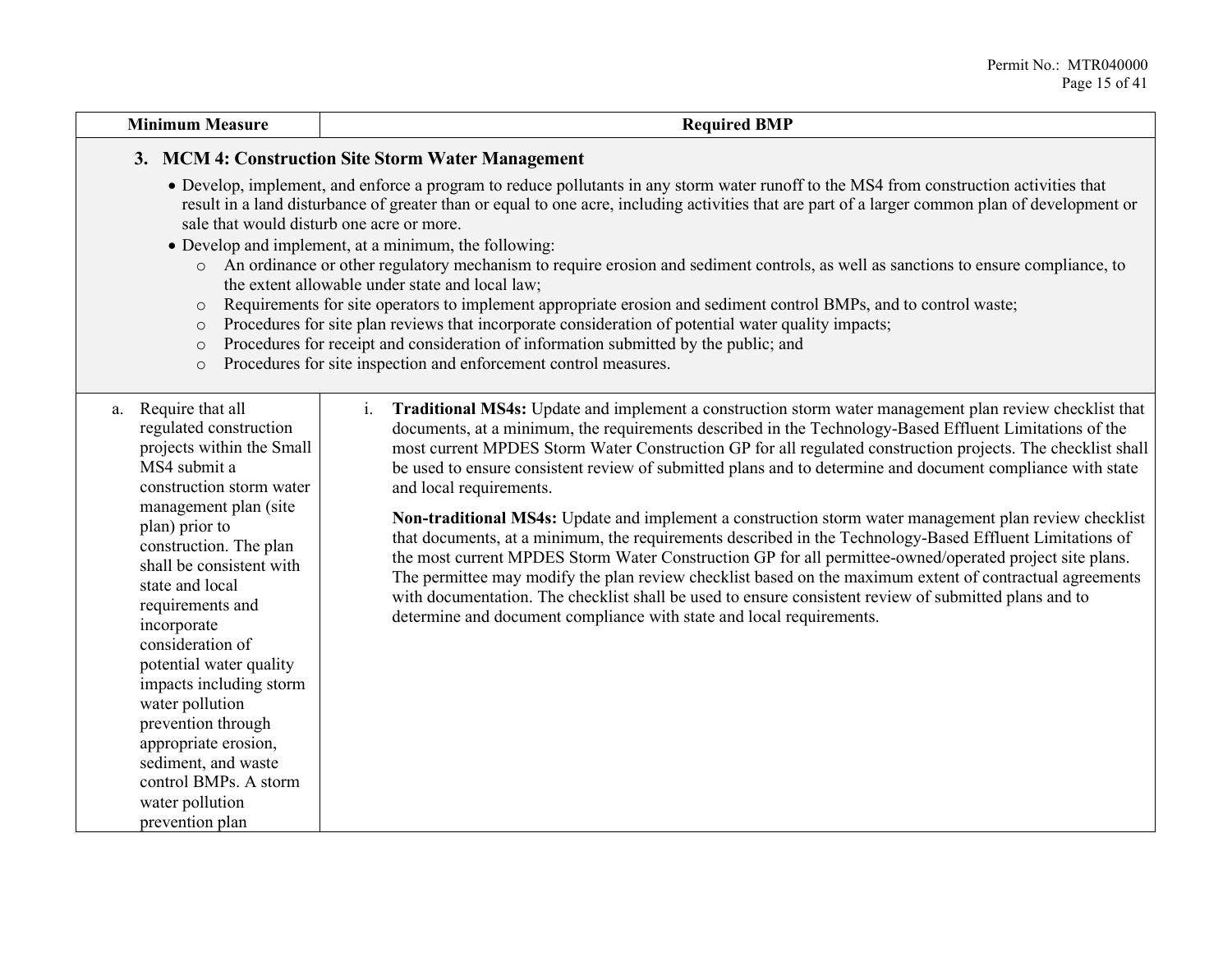| Minimum Measure | Required BMP |
|---|---|
| **3. MCM 4: Construction Site Storm Water Management**<br>• Develop, implement, and enforce a program to reduce pollutants in any storm water runoff to the MS4 from construction activities that result in a land disturbance of greater than or equal to one acre, including activities that are part of a larger common plan of development or sale that would disturb one acre or more.<br>• Develop and implement, at a minimum, the following:<br>○ An ordinance or other regulatory mechanism to require erosion and sediment controls, as well as sanctions to ensure compliance, to the extent allowable under state and local law;<br>○ Requirements for site operators to implement appropriate erosion and sediment control BMPs, and to control waste;<br>○ Procedures for site plan reviews that incorporate consideration of potential water quality impacts;<br>○ Procedures for receipt and consideration of information submitted by the public; and<br>○ Procedures for site inspection and enforcement control measures. | |
| a. Require that all regulated construction projects within the Small MS4 submit a construction storm water management plan (site plan) prior to construction. The plan shall be consistent with state and local requirements and incorporate consideration of potential water quality impacts including storm water pollution prevention through appropriate erosion, sediment, and waste control BMPs. A storm water pollution prevention plan | i. **Traditional MS4s:** Update and implement a construction storm water management plan review checklist that documents, at a minimum, the requirements described in the Technology-Based Effluent Limitations of the most current MPDES Storm Water Construction GP for all regulated construction projects. The checklist shall be used to ensure consistent review of submitted plans and to determine and document compliance with state and local requirements.<br><br>**Non-traditional MS4s:** Update and implement a construction storm water management plan review checklist that documents, at a minimum, the requirements described in the Technology-Based Effluent Limitations of the most current MPDES Storm Water Construction GP for all permittee-owned/operated project site plans. The permittee may modify the plan review checklist based on the maximum extent of contractual agreements with documentation. The checklist shall be used to ensure consistent review of submitted plans and to determine and document compliance with state and local requirements. |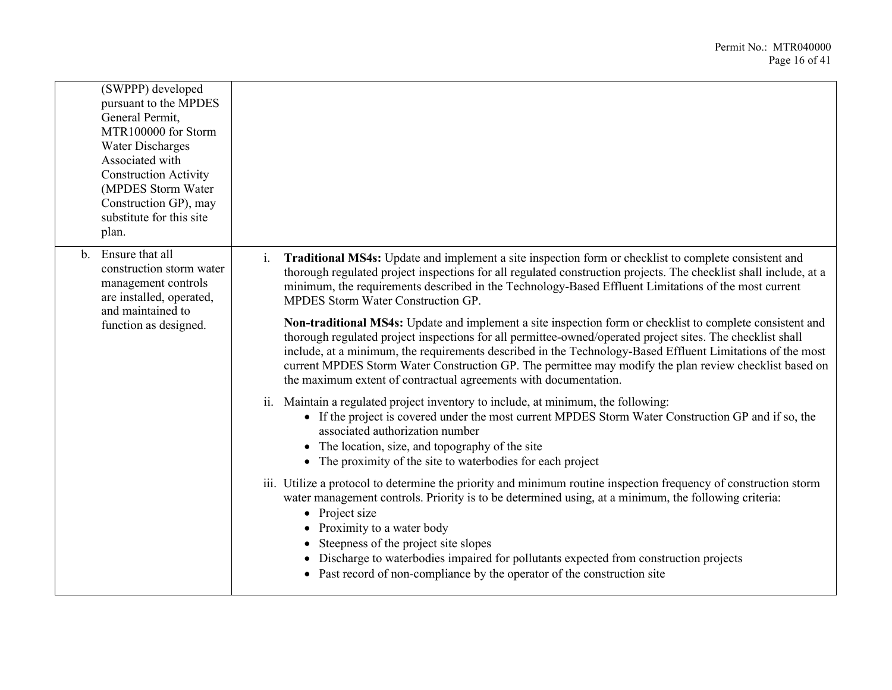| | |
|---|---|
| (SWPPP) developed pursuant to the MPDES General Permit, MTR100000 for Storm Water Discharges Associated with Construction Activity (MPDES Storm Water Construction GP), may substitute for this site plan. | |
| b. Ensure that all construction storm water management controls are installed, operated, and maintained to function as designed. | i. **Traditional MS4s:** Update and implement a site inspection form or checklist to complete consistent and thorough regulated project inspections for all regulated construction projects. The checklist shall include, at a minimum, the requirements described in the Technology-Based Effluent Limitations of the most current MPDES Storm Water Construction GP.<br><br>**Non-traditional MS4s:** Update and implement a site inspection form or checklist to complete consistent and thorough regulated project inspections for all permittee-owned/operated project sites. The checklist shall include, at a minimum, the requirements described in the Technology-Based Effluent Limitations of the most current MPDES Storm Water Construction GP. The permittee may modify the plan review checklist based on the maximum extent of contractual agreements with documentation.<br><br>ii. Maintain a regulated project inventory to include, at minimum, the following:<br>• If the project is covered under the most current MPDES Storm Water Construction GP and if so, the associated authorization number<br>• The location, size, and topography of the site<br>• The proximity of the site to waterbodies for each project<br><br>iii. Utilize a protocol to determine the priority and minimum routine inspection frequency of construction storm water management controls. Priority is to be determined using, at a minimum, the following criteria:<br>• Project size<br>• Proximity to a water body<br>• Steepness of the project site slopes<br>• Discharge to waterbodies impaired for pollutants expected from construction projects<br>• Past record of non-compliance by the operator of the construction site |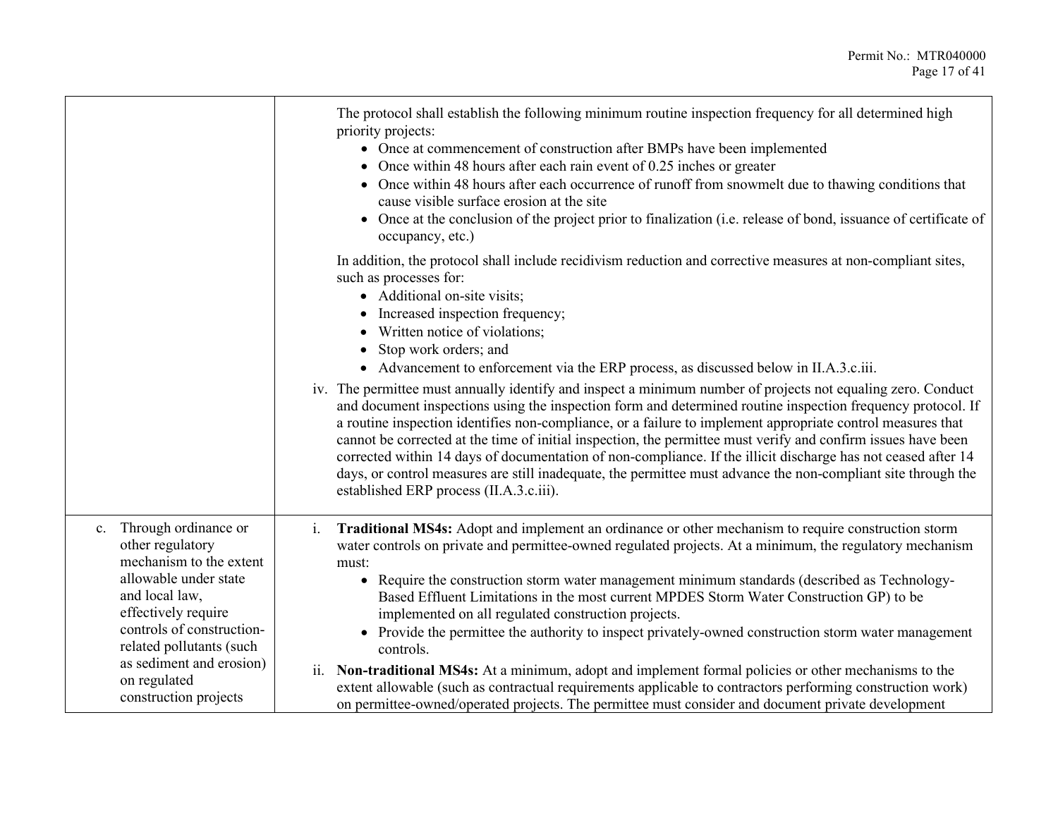| | |
|---|---|
| | The protocol shall establish the following minimum routine inspection frequency for all determined high priority projects:<br>• Once at commencement of construction after BMPs have been implemented<br>• Once within 48 hours after each rain event of 0.25 inches or greater<br>• Once within 48 hours after each occurrence of runoff from snowmelt due to thawing conditions that cause visible surface erosion at the site<br>• Once at the conclusion of the project prior to finalization (i.e. release of bond, issuance of certificate of occupancy, etc.)<br><br>In addition, the protocol shall include recidivism reduction and corrective measures at non-compliant sites, such as processes for:<br>• Additional on-site visits;<br>• Increased inspection frequency;<br>• Written notice of violations;<br>• Stop work orders; and<br>• Advancement to enforcement via the ERP process, as discussed below in II.A.3.c.iii.<br><br>iv. The permittee must annually identify and inspect a minimum number of projects not equaling zero. Conduct and document inspections using the inspection form and determined routine inspection frequency protocol. If a routine inspection identifies non-compliance, or a failure to implement appropriate control measures that cannot be corrected at the time of initial inspection, the permittee must verify and confirm issues have been corrected within 14 days of documentation of non-compliance. If the illicit discharge has not ceased after 14 days, or control measures are still inadequate, the permittee must advance the non-compliant site through the established ERP process (II.A.3.c.iii). |
| c. Through ordinance or other regulatory mechanism to the extent allowable under state and local law, effectively require controls of construction-related pollutants (such as sediment and erosion) on regulated construction projects | i. **Traditional MS4s:** Adopt and implement an ordinance or other mechanism to require construction storm water controls on private and permittee-owned regulated projects. At a minimum, the regulatory mechanism must:<br>• Require the construction storm water management minimum standards (described as Technology-Based Effluent Limitations in the most current MPDES Storm Water Construction GP) to be implemented on all regulated construction projects.<br>• Provide the permittee the authority to inspect privately-owned construction storm water management controls.<br><br>ii. **Non-traditional MS4s:** At a minimum, adopt and implement formal policies or other mechanisms to the extent allowable (such as contractual requirements applicable to contractors performing construction work) on permittee-owned/operated projects. The permittee must consider and document private development |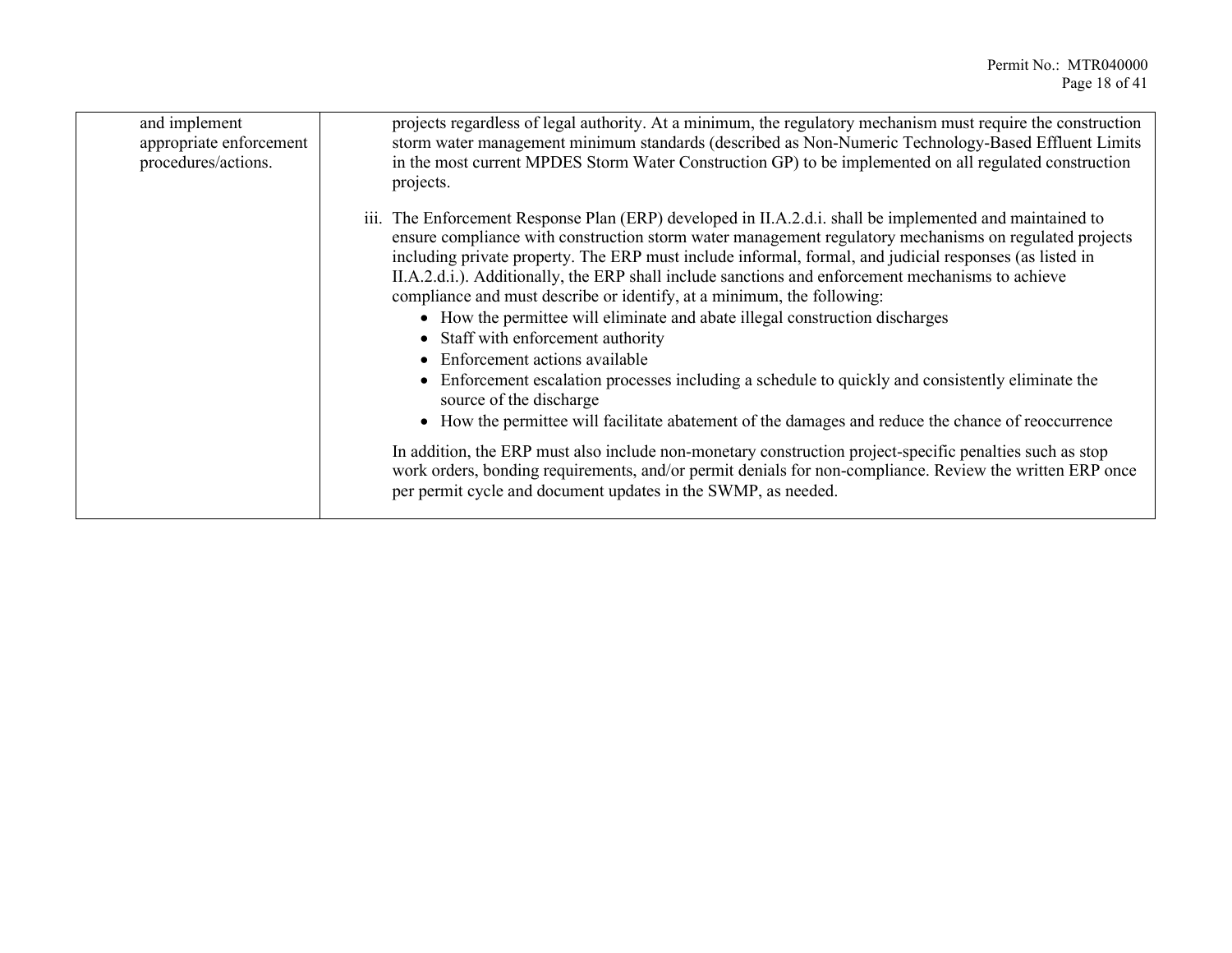| | |
|---|---|
| and implement appropriate enforcement procedures/actions. | projects regardless of legal authority. At a minimum, the regulatory mechanism must require the construction storm water management minimum standards (described as Non-Numeric Technology-Based Effluent Limits in the most current MPDES Storm Water Construction GP) to be implemented on all regulated construction projects.<br><br>iii. The Enforcement Response Plan (ERP) developed in II.A.2.d.i. shall be implemented and maintained to ensure compliance with construction storm water management regulatory mechanisms on regulated projects including private property. The ERP must include informal, formal, and judicial responses (as listed in II.A.2.d.i.). Additionally, the ERP shall include sanctions and enforcement mechanisms to achieve compliance and must describe or identify, at a minimum, the following:<br>• How the permittee will eliminate and abate illegal construction discharges<br>• Staff with enforcement authority<br>• Enforcement actions available<br>• Enforcement escalation processes including a schedule to quickly and consistently eliminate the source of the discharge<br>• How the permittee will facilitate abatement of the damages and reduce the chance of reoccurrence<br><br>In addition, the ERP must also include non-monetary construction project-specific penalties such as stop work orders, bonding requirements, and/or permit denials for non-compliance. Review the written ERP once per permit cycle and document updates in the SWMP, as needed. |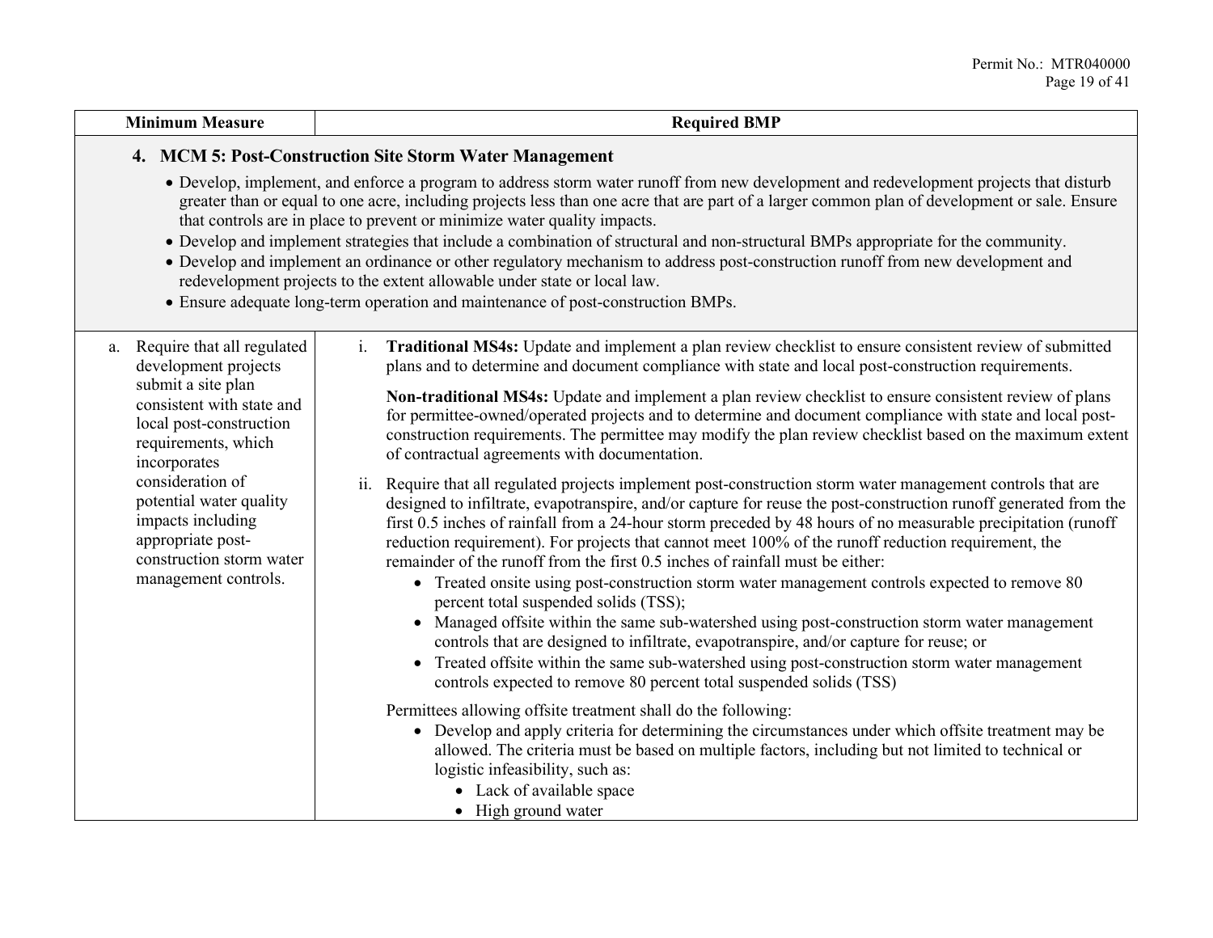| Minimum Measure | Required BMP |
|---|---|
| **4. MCM 5: Post-Construction Site Storm Water Management**<br>• Develop, implement, and enforce a program to address storm water runoff from new development and redevelopment projects that disturb greater than or equal to one acre, including projects less than one acre that are part of a larger common plan of development or sale. Ensure that controls are in place to prevent or minimize water quality impacts.<br>• Develop and implement strategies that include a combination of structural and non-structural BMPs appropriate for the community.<br>• Develop and implement an ordinance or other regulatory mechanism to address post-construction runoff from new development and redevelopment projects to the extent allowable under state or local law.<br>• Ensure adequate long-term operation and maintenance of post-construction BMPs. | |
| a. Require that all regulated development projects submit a site plan consistent with state and local post-construction requirements, which incorporates consideration of potential water quality impacts including appropriate post-construction storm water management controls. | i. **Traditional MS4s:** Update and implement a plan review checklist to ensure consistent review of submitted plans and to determine and document compliance with state and local post-construction requirements.<br><br>**Non-traditional MS4s:** Update and implement a plan review checklist to ensure consistent review of plans for permittee-owned/operated projects and to determine and document compliance with state and local post-construction requirements. The permittee may modify the plan review checklist based on the maximum extent of contractual agreements with documentation.<br><br>ii. Require that all regulated projects implement post-construction storm water management controls that are designed to infiltrate, evapotranspire, and/or capture for reuse the post-construction runoff generated from the first 0.5 inches of rainfall from a 24-hour storm preceded by 48 hours of no measurable precipitation (runoff reduction requirement). For projects that cannot meet 100% of the runoff reduction requirement, the remainder of the runoff from the first 0.5 inches of rainfall must be either:<br>• Treated onsite using post-construction storm water management controls expected to remove 80 percent total suspended solids (TSS);<br>• Managed offsite within the same sub-watershed using post-construction storm water management controls that are designed to infiltrate, evapotranspire, and/or capture for reuse; or<br>• Treated offsite within the same sub-watershed using post-construction storm water management controls expected to remove 80 percent total suspended solids (TSS)<br><br>Permittees allowing offsite treatment shall do the following:<br>• Develop and apply criteria for determining the circumstances under which offsite treatment may be allowed. The criteria must be based on multiple factors, including but not limited to technical or logistic infeasibility, such as:<br>&nbsp;&nbsp;&nbsp;&nbsp;• Lack of available space<br>&nbsp;&nbsp;&nbsp;&nbsp;• High ground water |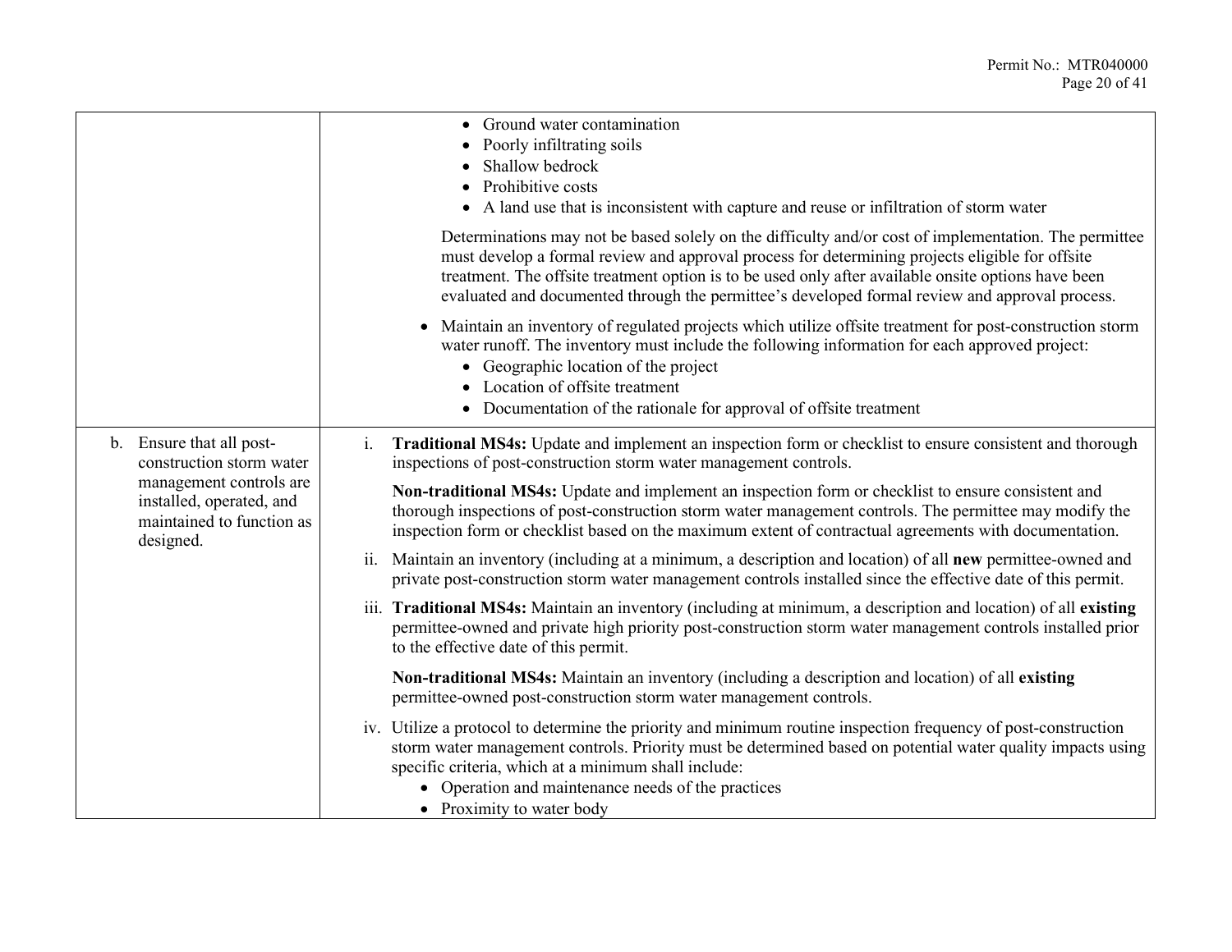| | |
|---|---|
| | • Ground water contamination<br>• Poorly infiltrating soils<br>• Shallow bedrock<br>• Prohibitive costs<br>• A land use that is inconsistent with capture and reuse or infiltration of storm water<br><br>Determinations may not be based solely on the difficulty and/or cost of implementation. The permittee must develop a formal review and approval process for determining projects eligible for offsite treatment. The offsite treatment option is to be used only after available onsite options have been evaluated and documented through the permittee's developed formal review and approval process.<br><br>• Maintain an inventory of regulated projects which utilize offsite treatment for post-construction storm water runoff. The inventory must include the following information for each approved project:<br>  • Geographic location of the project<br>  • Location of offsite treatment<br>  • Documentation of the rationale for approval of offsite treatment |
| b. Ensure that all post-construction storm water management controls are installed, operated, and maintained to function as designed. | i. **Traditional MS4s:** Update and implement an inspection form or checklist to ensure consistent and thorough inspections of post-construction storm water management controls.<br><br>**Non-traditional MS4s:** Update and implement an inspection form or checklist to ensure consistent and thorough inspections of post-construction storm water management controls. The permittee may modify the inspection form or checklist based on the maximum extent of contractual agreements with documentation.<br><br>ii. Maintain an inventory (including at a minimum, a description and location) of all **new** permittee-owned and private post-construction storm water management controls installed since the effective date of this permit.<br><br>iii. **Traditional MS4s:** Maintain an inventory (including at minimum, a description and location) of all **existing** permittee-owned and private high priority post-construction storm water management controls installed prior to the effective date of this permit.<br><br>**Non-traditional MS4s:** Maintain an inventory (including a description and location) of all **existing** permittee-owned post-construction storm water management controls.<br><br>iv. Utilize a protocol to determine the priority and minimum routine inspection frequency of post-construction storm water management controls. Priority must be determined based on potential water quality impacts using specific criteria, which at a minimum shall include:<br>  • Operation and maintenance needs of the practices<br>  • Proximity to water body |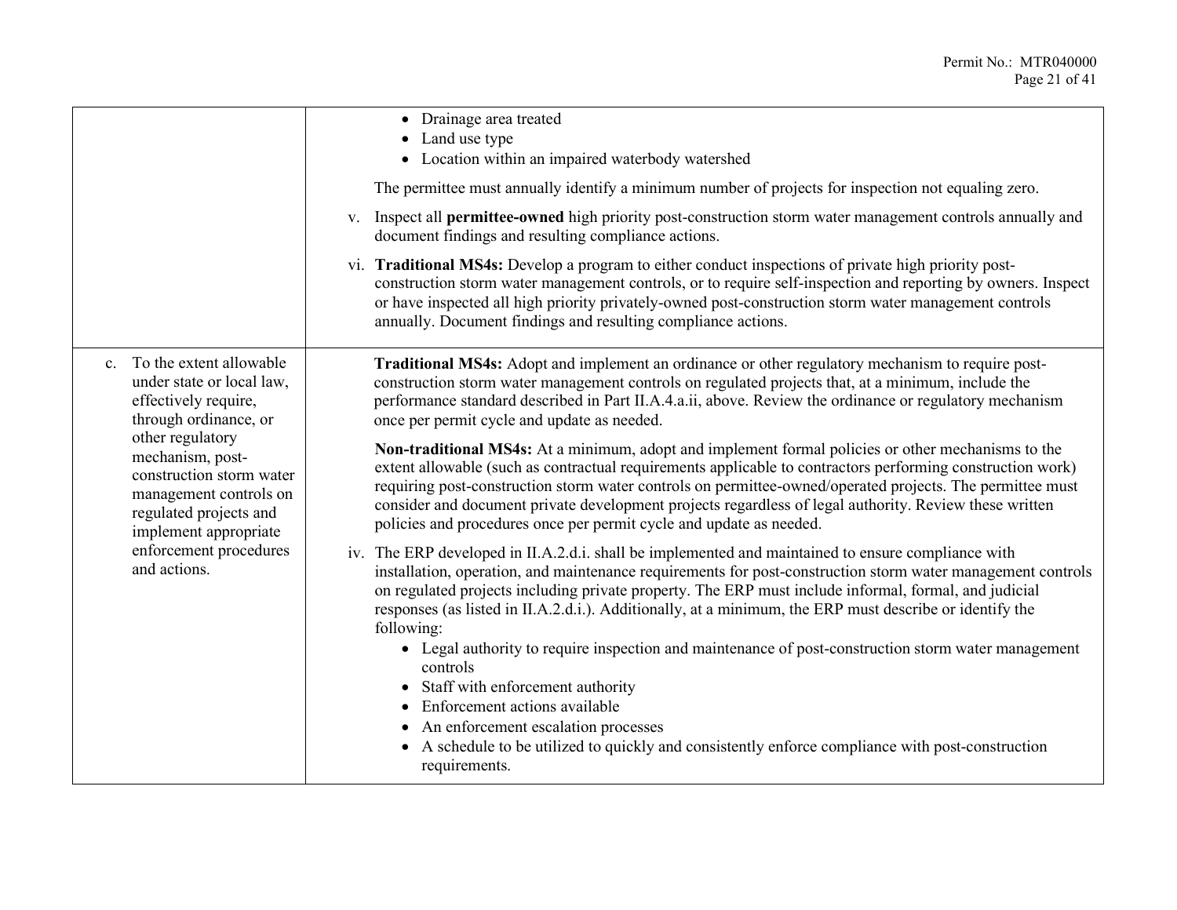| | |
|---|---|
| | • Drainage area treated<br>• Land use type<br>• Location within an impaired waterbody watershed<br><br>The permittee must annually identify a minimum number of projects for inspection not equaling zero.<br><br>v. Inspect all **permittee-owned** high priority post-construction storm water management controls annually and document findings and resulting compliance actions.<br><br>vi. **Traditional MS4s:** Develop a program to either conduct inspections of private high priority post-construction storm water management controls, or to require self-inspection and reporting by owners. Inspect or have inspected all high priority privately-owned post-construction storm water management controls annually. Document findings and resulting compliance actions. |
| c. To the extent allowable under state or local law, effectively require, through ordinance, or other regulatory mechanism, post-construction storm water management controls on regulated projects and implement appropriate enforcement procedures and actions. | **Traditional MS4s:** Adopt and implement an ordinance or other regulatory mechanism to require post-construction storm water management controls on regulated projects that, at a minimum, include the performance standard described in Part II.A.4.a.ii, above. Review the ordinance or regulatory mechanism once per permit cycle and update as needed.<br><br>**Non-traditional MS4s:** At a minimum, adopt and implement formal policies or other mechanisms to the extent allowable (such as contractual requirements applicable to contractors performing construction work) requiring post-construction storm water controls on permittee-owned/operated projects. The permittee must consider and document private development projects regardless of legal authority. Review these written policies and procedures once per permit cycle and update as needed.<br><br>iv. The ERP developed in II.A.2.d.i. shall be implemented and maintained to ensure compliance with installation, operation, and maintenance requirements for post-construction storm water management controls on regulated projects including private property. The ERP must include informal, formal, and judicial responses (as listed in II.A.2.d.i.). Additionally, at a minimum, the ERP must describe or identify the following:<br>• Legal authority to require inspection and maintenance of post-construction storm water management controls<br>• Staff with enforcement authority<br>• Enforcement actions available<br>• An enforcement escalation processes<br>• A schedule to be utilized to quickly and consistently enforce compliance with post-construction requirements. |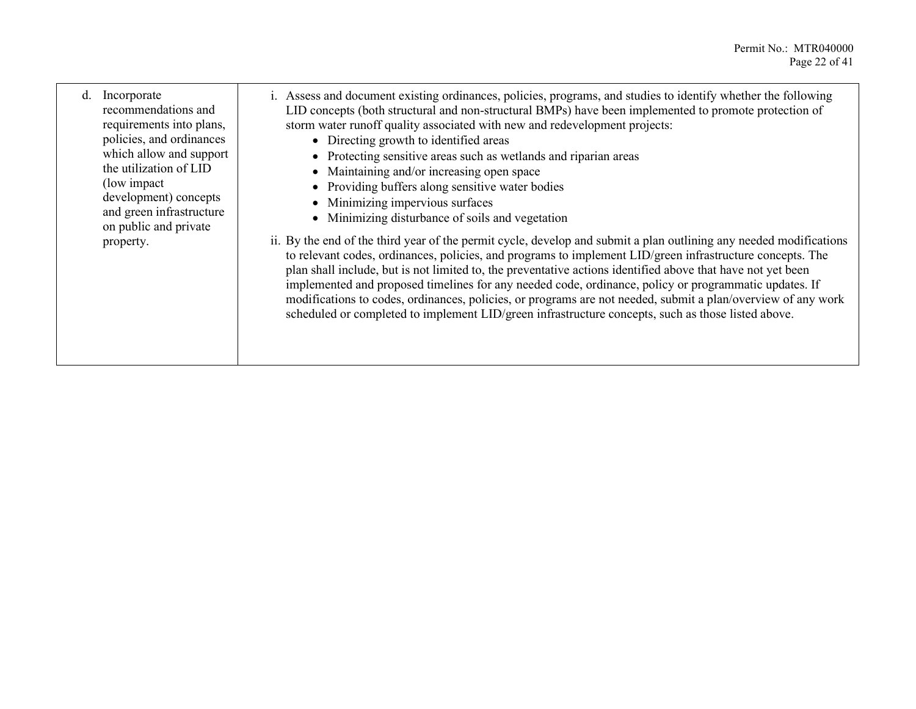| | |
|---|---|
| d. Incorporate recommendations and requirements into plans, policies, and ordinances which allow and support the utilization of LID (low impact development) concepts and green infrastructure on public and private property. | i. Assess and document existing ordinances, policies, programs, and studies to identify whether the following LID concepts (both structural and non-structural BMPs) have been implemented to promote protection of storm water runoff quality associated with new and redevelopment projects:<br>• Directing growth to identified areas<br>• Protecting sensitive areas such as wetlands and riparian areas<br>• Maintaining and/or increasing open space<br>• Providing buffers along sensitive water bodies<br>• Minimizing impervious surfaces<br>• Minimizing disturbance of soils and vegetation<br><br>ii. By the end of the third year of the permit cycle, develop and submit a plan outlining any needed modifications to relevant codes, ordinances, policies, and programs to implement LID/green infrastructure concepts. The plan shall include, but is not limited to, the preventative actions identified above that have not yet been implemented and proposed timelines for any needed code, ordinance, policy or programmatic updates. If modifications to codes, ordinances, policies, or programs are not needed, submit a plan/overview of any work scheduled or completed to implement LID/green infrastructure concepts, such as those listed above. |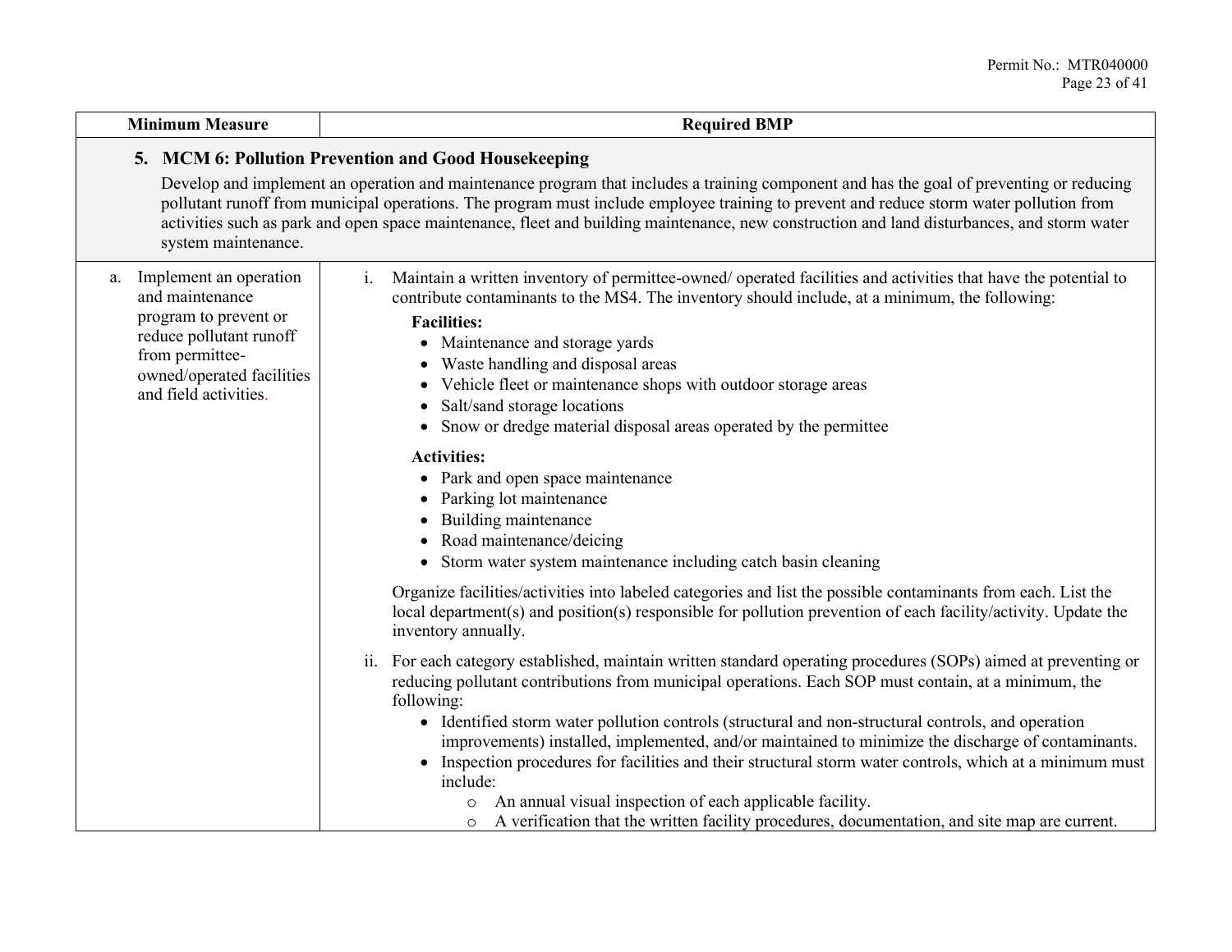| Minimum Measure | Required BMP |
|---|---|
| **5. MCM 6: Pollution Prevention and Good Housekeeping**<br>Develop and implement an operation and maintenance program that includes a training component and has the goal of preventing or reducing pollutant runoff from municipal operations. The program must include employee training to prevent and reduce storm water pollution from activities such as park and open space maintenance, fleet and building maintenance, new construction and land disturbances, and storm water system maintenance. | |
| a. Implement an operation and maintenance program to prevent or reduce pollutant runoff from permittee-owned/operated facilities and field activities. | i. Maintain a written inventory of permittee-owned/ operated facilities and activities that have the potential to contribute contaminants to the MS4. The inventory should include, at a minimum, the following:<br>**Facilities:**<br>• Maintenance and storage yards<br>• Waste handling and disposal areas<br>• Vehicle fleet or maintenance shops with outdoor storage areas<br>• Salt/sand storage locations<br>• Snow or dredge material disposal areas operated by the permittee<br>**Activities:**<br>• Park and open space maintenance<br>• Parking lot maintenance<br>• Building maintenance<br>• Road maintenance/deicing<br>• Storm water system maintenance including catch basin cleaning<br>Organize facilities/activities into labeled categories and list the possible contaminants from each. List the local department(s) and position(s) responsible for pollution prevention of each facility/activity. Update the inventory annually.<br>ii. For each category established, maintain written standard operating procedures (SOPs) aimed at preventing or reducing pollutant contributions from municipal operations. Each SOP must contain, at a minimum, the following:<br>• Identified storm water pollution controls (structural and non-structural controls, and operation improvements) installed, implemented, and/or maintained to minimize the discharge of contaminants.<br>• Inspection procedures for facilities and their structural storm water controls, which at a minimum must include:<br>&nbsp;&nbsp;&nbsp;&nbsp;○ An annual visual inspection of each applicable facility.<br>&nbsp;&nbsp;&nbsp;&nbsp;○ A verification that the written facility procedures, documentation, and site map are current. |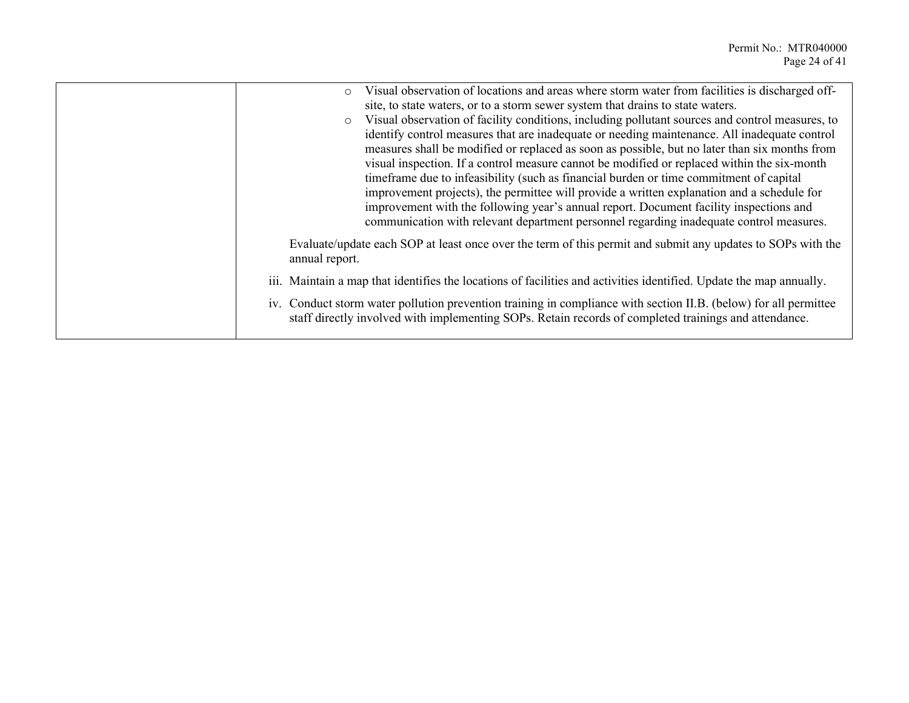| | |
|---|---|
| | ◦ Visual observation of locations and areas where storm water from facilities is discharged off-site, to state waters, or to a storm sewer system that drains to state waters.<br>◦ Visual observation of facility conditions, including pollutant sources and control measures, to identify control measures that are inadequate or needing maintenance. All inadequate control measures shall be modified or replaced as soon as possible, but no later than six months from visual inspection. If a control measure cannot be modified or replaced within the six-month timeframe due to infeasibility (such as financial burden or time commitment of capital improvement projects), the permittee will provide a written explanation and a schedule for improvement with the following year's annual report. Document facility inspections and communication with relevant department personnel regarding inadequate control measures.<br><br>Evaluate/update each SOP at least once over the term of this permit and submit any updates to SOPs with the annual report.<br><br>iii. Maintain a map that identifies the locations of facilities and activities identified. Update the map annually.<br><br>iv. Conduct storm water pollution prevention training in compliance with section II.B. (below) for all permittee staff directly involved with implementing SOPs. Retain records of completed trainings and attendance. |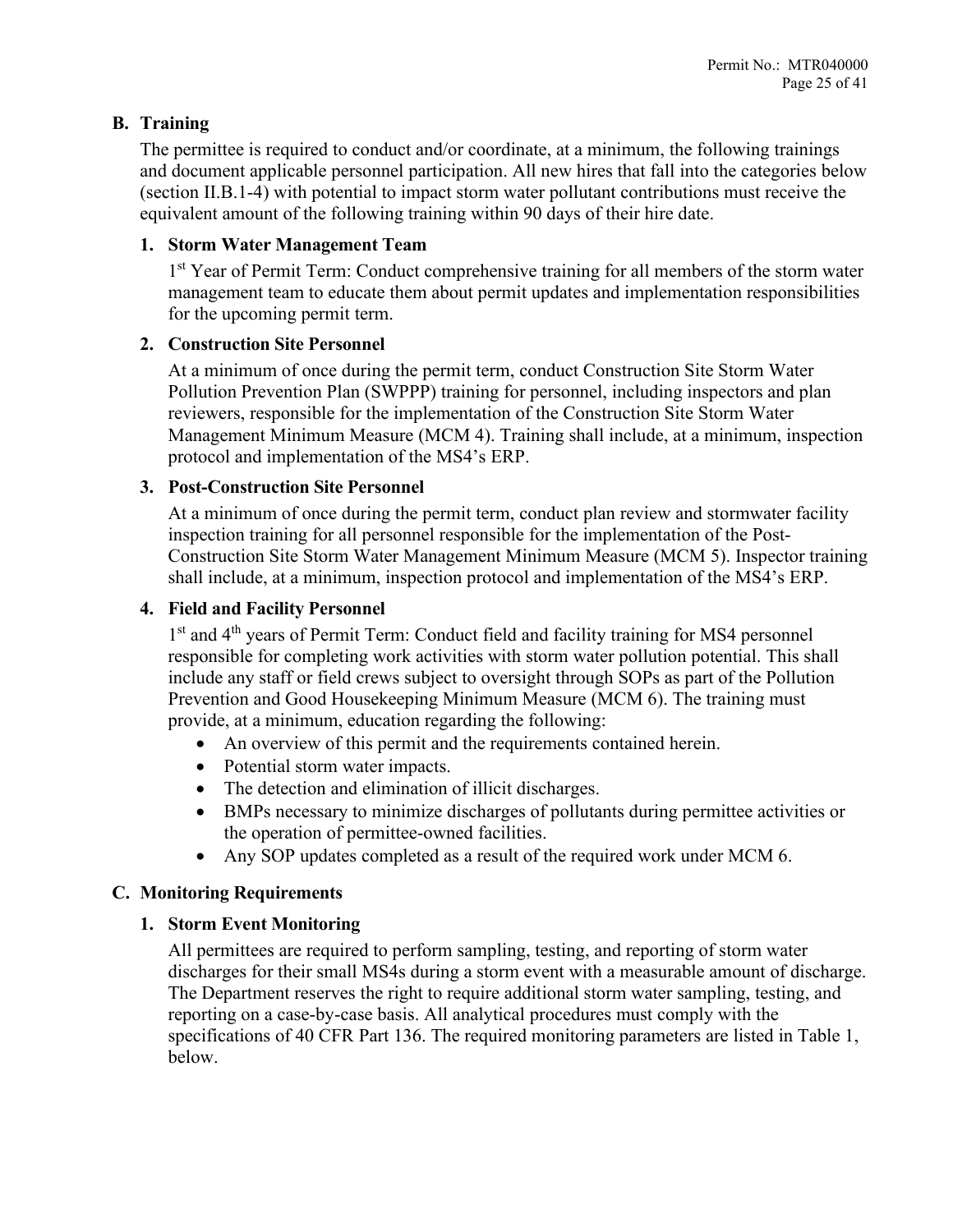## B. Training

The permittee is required to conduct and/or coordinate, at a minimum, the following trainings and document applicable personnel participation. All new hires that fall into the categories below (section II.B.1-4) with potential to impact storm water pollutant contributions must receive the equivalent amount of the following training within 90 days of their hire date.

### 1. Storm Water Management Team

1st Year of Permit Term: Conduct comprehensive training for all members of the storm water management team to educate them about permit updates and implementation responsibilities for the upcoming permit term.

### 2. Construction Site Personnel

At a minimum of once during the permit term, conduct Construction Site Storm Water Pollution Prevention Plan (SWPPP) training for personnel, including inspectors and plan reviewers, responsible for the implementation of the Construction Site Storm Water Management Minimum Measure (MCM 4). Training shall include, at a minimum, inspection protocol and implementation of the MS4's ERP.

### 3. Post-Construction Site Personnel

At a minimum of once during the permit term, conduct plan review and stormwater facility inspection training for all personnel responsible for the implementation of the Post-Construction Site Storm Water Management Minimum Measure (MCM 5). Inspector training shall include, at a minimum, inspection protocol and implementation of the MS4's ERP.

### 4. Field and Facility Personnel

1st and 4th years of Permit Term: Conduct field and facility training for MS4 personnel responsible for completing work activities with storm water pollution potential. This shall include any staff or field crews subject to oversight through SOPs as part of the Pollution Prevention and Good Housekeeping Minimum Measure (MCM 6). The training must provide, at a minimum, education regarding the following:

- An overview of this permit and the requirements contained herein.
- Potential storm water impacts.
- The detection and elimination of illicit discharges.
- BMPs necessary to minimize discharges of pollutants during permittee activities or the operation of permittee-owned facilities.
- Any SOP updates completed as a result of the required work under MCM 6.

## C. Monitoring Requirements

### 1. Storm Event Monitoring

All permittees are required to perform sampling, testing, and reporting of storm water discharges for their small MS4s during a storm event with a measurable amount of discharge. The Department reserves the right to require additional storm water sampling, testing, and reporting on a case-by-case basis. All analytical procedures must comply with the specifications of 40 CFR Part 136. The required monitoring parameters are listed in Table 1, below.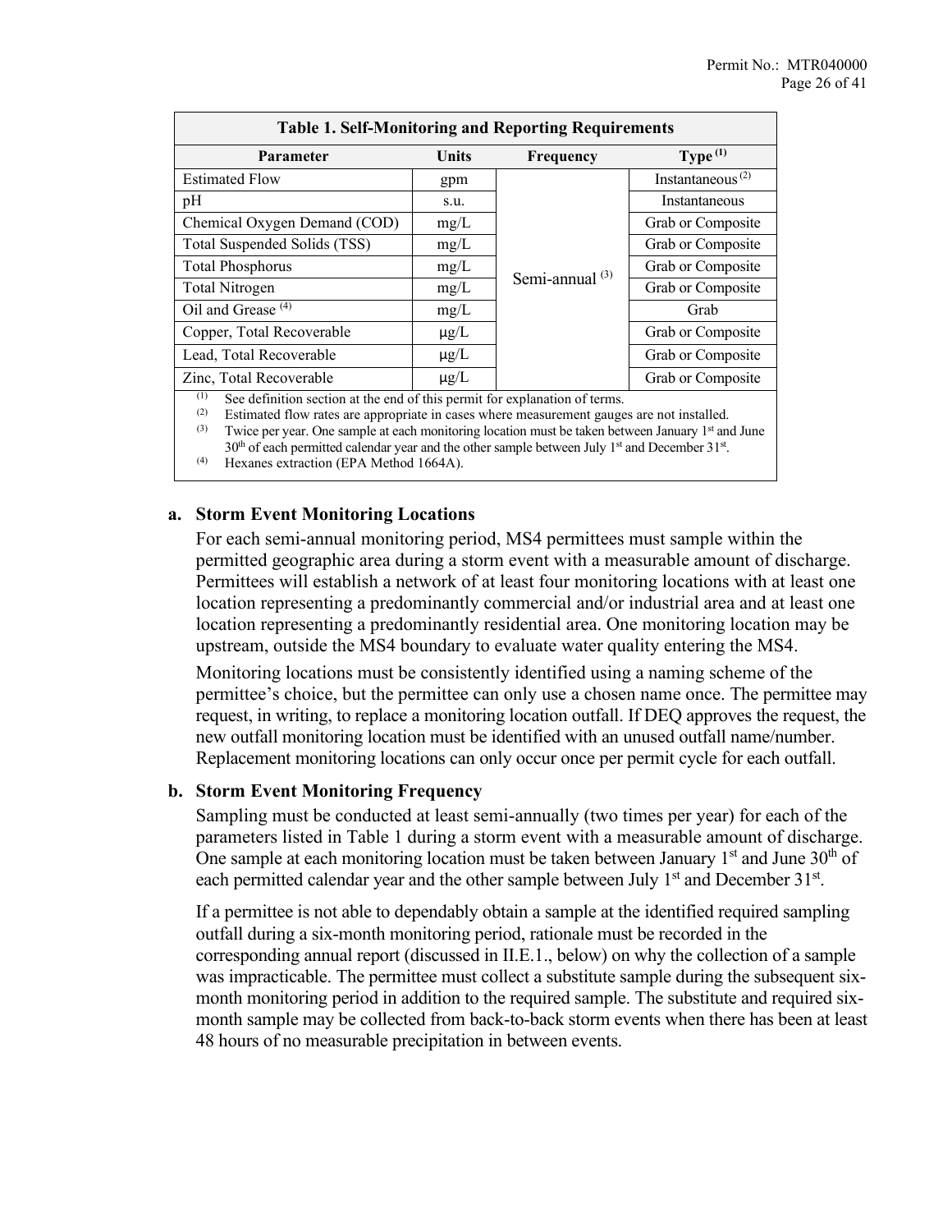**Table 1. Self-Monitoring and Reporting Requirements**

| Parameter | Units | Frequency | Type [(1)] |
|---|---|---|---|
| Estimated Flow | gpm | Semi-annual [(3)] | Instantaneous [(2)] |
| pH | s.u. | | Instantaneous |
| Chemical Oxygen Demand (COD) | mg/L | | Grab or Composite |
| Total Suspended Solids (TSS) | mg/L | | Grab or Composite |
| Total Phosphorus | mg/L | | Grab or Composite |
| Total Nitrogen | mg/L | | Grab or Composite |
| Oil and Grease [(4)] | mg/L | | Grab |
| Copper, Total Recoverable | μg/L | | Grab or Composite |
| Lead, Total Recoverable | μg/L | | Grab or Composite |
| Zinc, Total Recoverable | μg/L | | Grab or Composite |

(1) See definition section at the end of this permit for explanation of terms.
(2) Estimated flow rates are appropriate in cases where measurement gauges are not installed.
(3) Twice per year. One sample at each monitoring location must be taken between January 1st and June 30th of each permitted calendar year and the other sample between July 1st and December 31st.
(4) Hexanes extraction (EPA Method 1664A).

**a. Storm Event Monitoring Locations**

For each semi-annual monitoring period, MS4 permittees must sample within the permitted geographic area during a storm event with a measurable amount of discharge. Permittees will establish a network of at least four monitoring locations with at least one location representing a predominantly commercial and/or industrial area and at least one location representing a predominantly residential area. One monitoring location may be upstream, outside the MS4 boundary to evaluate water quality entering the MS4.

Monitoring locations must be consistently identified using a naming scheme of the permittee's choice, but the permittee can only use a chosen name once. The permittee may request, in writing, to replace a monitoring location outfall. If DEQ approves the request, the new outfall monitoring location must be identified with an unused outfall name/number. Replacement monitoring locations can only occur once per permit cycle for each outfall.

**b. Storm Event Monitoring Frequency**

Sampling must be conducted at least semi-annually (two times per year) for each of the parameters listed in Table 1 during a storm event with a measurable amount of discharge. One sample at each monitoring location must be taken between January 1st and June 30th of each permitted calendar year and the other sample between July 1st and December 31st.

If a permittee is not able to dependably obtain a sample at the identified required sampling outfall during a six-month monitoring period, rationale must be recorded in the corresponding annual report (discussed in II.E.1., below) on why the collection of a sample was impracticable. The permittee must collect a substitute sample during the subsequent six-month monitoring period in addition to the required sample. The substitute and required six-month sample may be collected from back-to-back storm events when there has been at least 48 hours of no measurable precipitation in between events.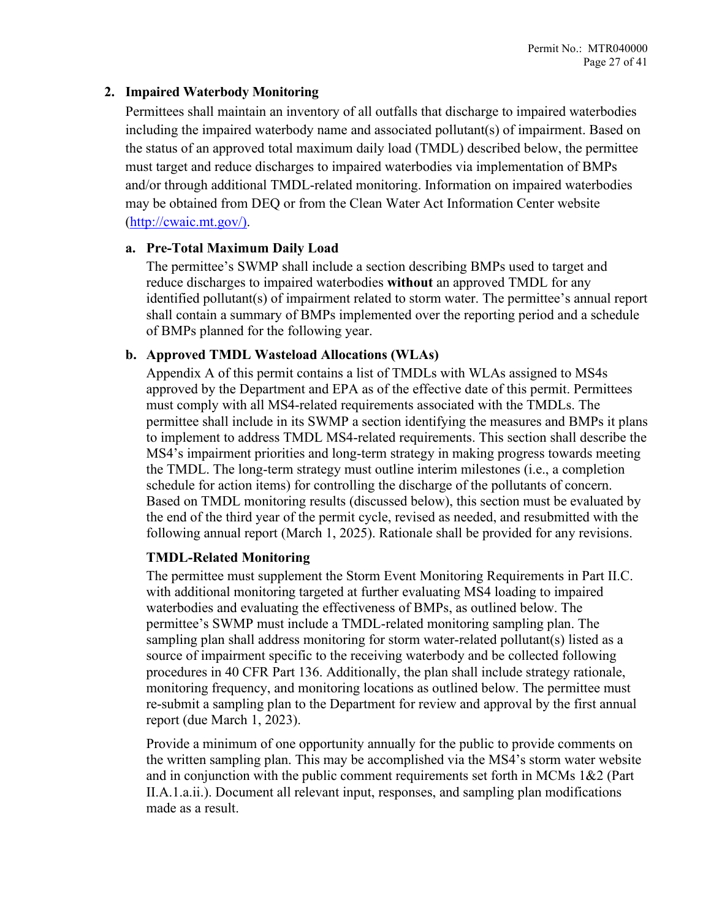## 2. Impaired Waterbody Monitoring

Permittees shall maintain an inventory of all outfalls that discharge to impaired waterbodies including the impaired waterbody name and associated pollutant(s) of impairment. Based on the status of an approved total maximum daily load (TMDL) described below, the permittee must target and reduce discharges to impaired waterbodies via implementation of BMPs and/or through additional TMDL-related monitoring. Information on impaired waterbodies may be obtained from DEQ or from the Clean Water Act Information Center website ([http://cwaic.mt.gov/](http://cwaic.mt.gov/)).

### a. Pre-Total Maximum Daily Load

The permittee's SWMP shall include a section describing BMPs used to target and reduce discharges to impaired waterbodies **without** an approved TMDL for any identified pollutant(s) of impairment related to storm water. The permittee's annual report shall contain a summary of BMPs implemented over the reporting period and a schedule of BMPs planned for the following year.

### b. Approved TMDL Wasteload Allocations (WLAs)

Appendix A of this permit contains a list of TMDLs with WLAs assigned to MS4s approved by the Department and EPA as of the effective date of this permit. Permittees must comply with all MS4-related requirements associated with the TMDLs. The permittee shall include in its SWMP a section identifying the measures and BMPs it plans to implement to address TMDL MS4-related requirements. This section shall describe the MS4's impairment priorities and long-term strategy in making progress towards meeting the TMDL. The long-term strategy must outline interim milestones (i.e., a completion schedule for action items) for controlling the discharge of the pollutants of concern. Based on TMDL monitoring results (discussed below), this section must be evaluated by the end of the third year of the permit cycle, revised as needed, and resubmitted with the following annual report (March 1, 2025). Rationale shall be provided for any revisions.

**TMDL-Related Monitoring**

The permittee must supplement the Storm Event Monitoring Requirements in Part II.C. with additional monitoring targeted at further evaluating MS4 loading to impaired waterbodies and evaluating the effectiveness of BMPs, as outlined below. The permittee's SWMP must include a TMDL-related monitoring sampling plan. The sampling plan shall address monitoring for storm water-related pollutant(s) listed as a source of impairment specific to the receiving waterbody and be collected following procedures in 40 CFR Part 136. Additionally, the plan shall include strategy rationale, monitoring frequency, and monitoring locations as outlined below. The permittee must re-submit a sampling plan to the Department for review and approval by the first annual report (due March 1, 2023).

Provide a minimum of one opportunity annually for the public to provide comments on the written sampling plan. This may be accomplished via the MS4's storm water website and in conjunction with the public comment requirements set forth in MCMs 1&2 (Part II.A.1.a.ii.). Document all relevant input, responses, and sampling plan modifications made as a result.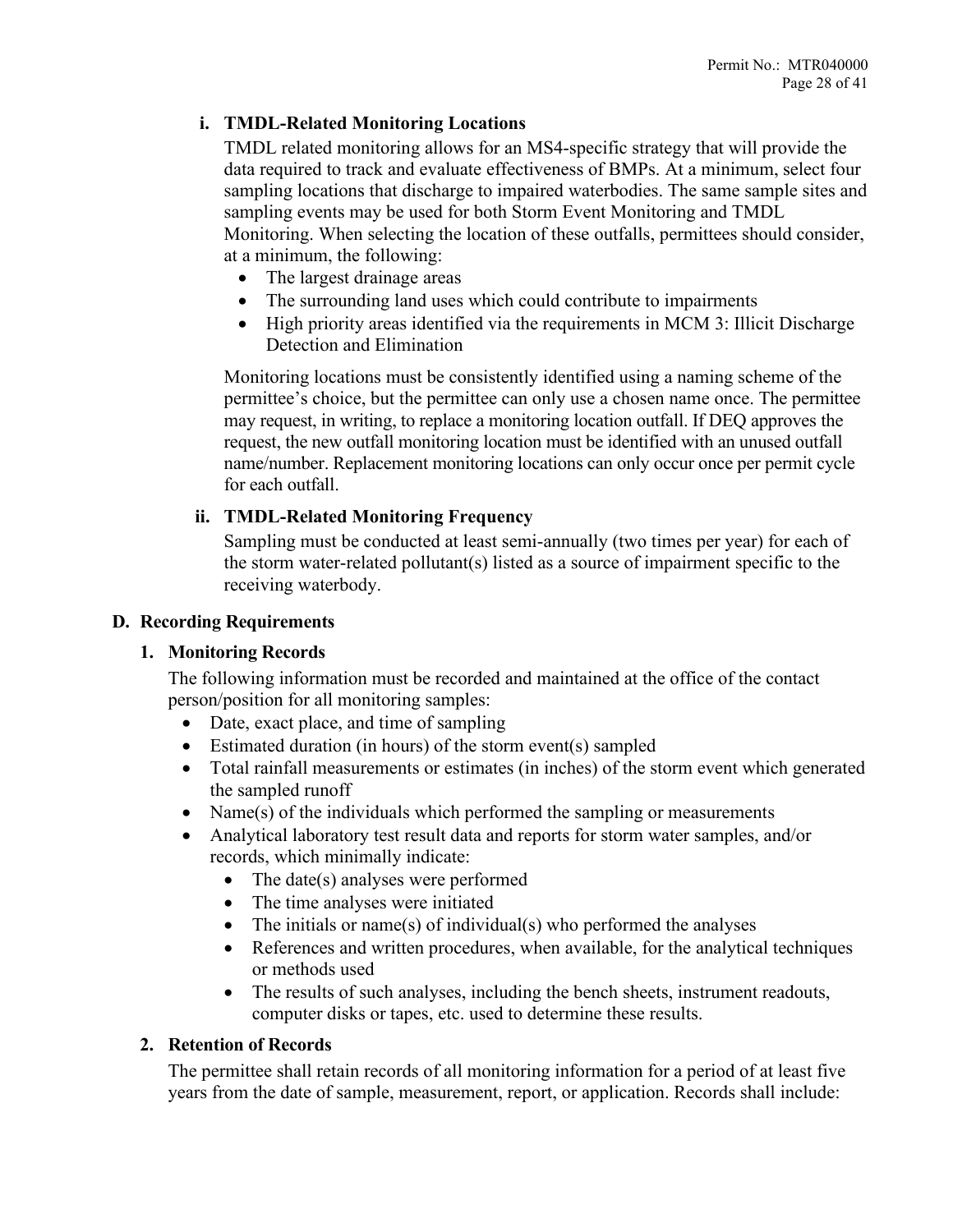#### i. TMDL-Related Monitoring Locations

TMDL related monitoring allows for an MS4-specific strategy that will provide the data required to track and evaluate effectiveness of BMPs. At a minimum, select four sampling locations that discharge to impaired waterbodies. The same sample sites and sampling events may be used for both Storm Event Monitoring and TMDL Monitoring. When selecting the location of these outfalls, permittees should consider, at a minimum, the following:

- The largest drainage areas
- The surrounding land uses which could contribute to impairments
- High priority areas identified via the requirements in MCM 3: Illicit Discharge Detection and Elimination

Monitoring locations must be consistently identified using a naming scheme of the permittee's choice, but the permittee can only use a chosen name once. The permittee may request, in writing, to replace a monitoring location outfall. If DEQ approves the request, the new outfall monitoring location must be identified with an unused outfall name/number. Replacement monitoring locations can only occur once per permit cycle for each outfall.

#### ii. TMDL-Related Monitoring Frequency

Sampling must be conducted at least semi-annually (two times per year) for each of the storm water-related pollutant(s) listed as a source of impairment specific to the receiving waterbody.

## D. Recording Requirements

### 1. Monitoring Records

The following information must be recorded and maintained at the office of the contact person/position for all monitoring samples:

- Date, exact place, and time of sampling
- Estimated duration (in hours) of the storm event(s) sampled
- Total rainfall measurements or estimates (in inches) of the storm event which generated the sampled runoff
- Name(s) of the individuals which performed the sampling or measurements
- Analytical laboratory test result data and reports for storm water samples, and/or records, which minimally indicate:
  - The date(s) analyses were performed
  - The time analyses were initiated
  - The initials or name(s) of individual(s) who performed the analyses
  - References and written procedures, when available, for the analytical techniques or methods used
  - The results of such analyses, including the bench sheets, instrument readouts, computer disks or tapes, etc. used to determine these results.

### 2. Retention of Records

The permittee shall retain records of all monitoring information for a period of at least five years from the date of sample, measurement, report, or application. Records shall include: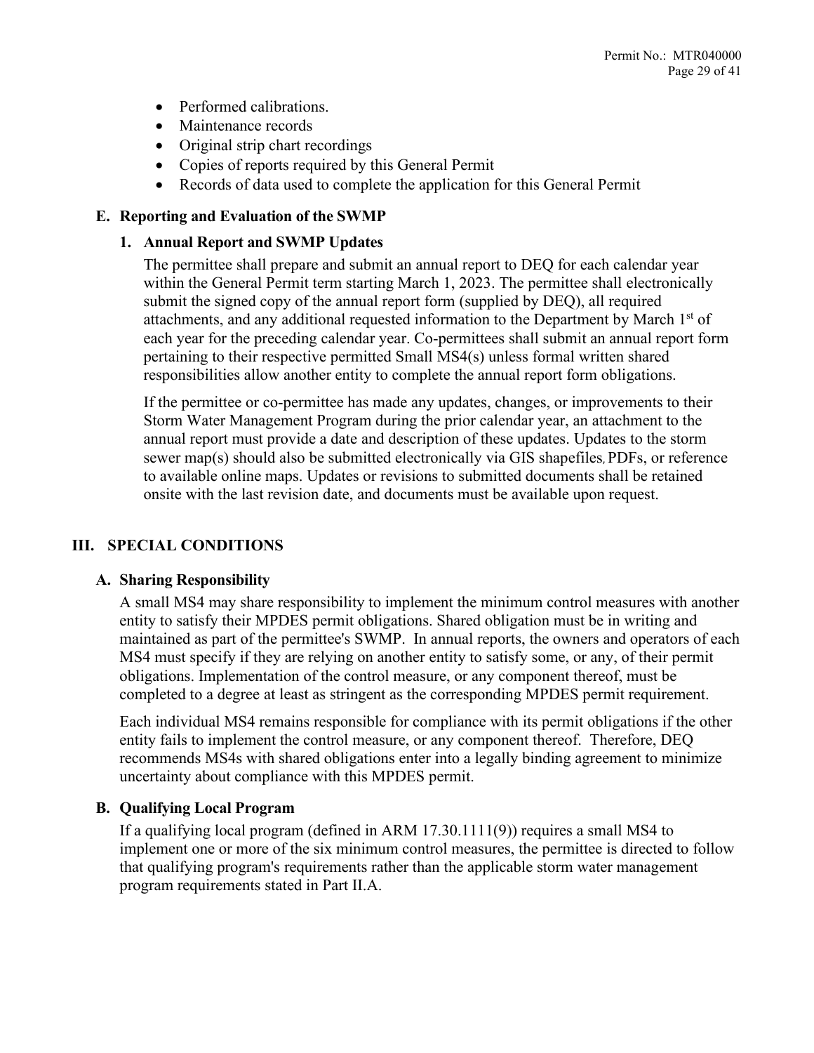- Performed calibrations.
- Maintenance records
- Original strip chart recordings
- Copies of reports required by this General Permit
- Records of data used to complete the application for this General Permit

### E. Reporting and Evaluation of the SWMP

#### 1. Annual Report and SWMP Updates

The permittee shall prepare and submit an annual report to DEQ for each calendar year within the General Permit term starting March 1, 2023. The permittee shall electronically submit the signed copy of the annual report form (supplied by DEQ), all required attachments, and any additional requested information to the Department by March 1st of each year for the preceding calendar year. Co-permittees shall submit an annual report form pertaining to their respective permitted Small MS4(s) unless formal written shared responsibilities allow another entity to complete the annual report form obligations.

If the permittee or co-permittee has made any updates, changes, or improvements to their Storm Water Management Program during the prior calendar year, an attachment to the annual report must provide a date and description of these updates. Updates to the storm sewer map(s) should also be submitted electronically via GIS shapefiles, PDFs, or reference to available online maps. Updates or revisions to submitted documents shall be retained onsite with the last revision date, and documents must be available upon request.

## III. SPECIAL CONDITIONS

### A. Sharing Responsibility

A small MS4 may share responsibility to implement the minimum control measures with another entity to satisfy their MPDES permit obligations. Shared obligation must be in writing and maintained as part of the permittee's SWMP. In annual reports, the owners and operators of each MS4 must specify if they are relying on another entity to satisfy some, or any, of their permit obligations. Implementation of the control measure, or any component thereof, must be completed to a degree at least as stringent as the corresponding MPDES permit requirement.

Each individual MS4 remains responsible for compliance with its permit obligations if the other entity fails to implement the control measure, or any component thereof. Therefore, DEQ recommends MS4s with shared obligations enter into a legally binding agreement to minimize uncertainty about compliance with this MPDES permit.

### B. Qualifying Local Program

If a qualifying local program (defined in ARM 17.30.1111(9)) requires a small MS4 to implement one or more of the six minimum control measures, the permittee is directed to follow that qualifying program's requirements rather than the applicable storm water management program requirements stated in Part II.A.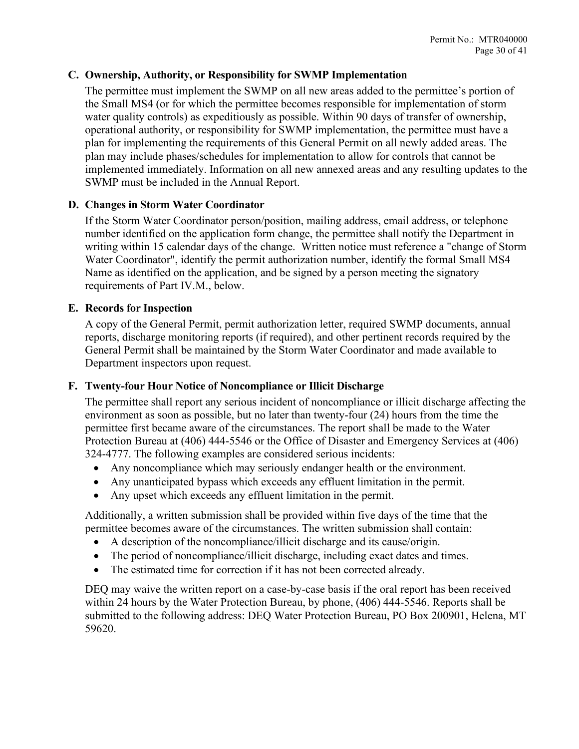### C. Ownership, Authority, or Responsibility for SWMP Implementation

The permittee must implement the SWMP on all new areas added to the permittee's portion of the Small MS4 (or for which the permittee becomes responsible for implementation of storm water quality controls) as expeditiously as possible. Within 90 days of transfer of ownership, operational authority, or responsibility for SWMP implementation, the permittee must have a plan for implementing the requirements of this General Permit on all newly added areas. The plan may include phases/schedules for implementation to allow for controls that cannot be implemented immediately. Information on all new annexed areas and any resulting updates to the SWMP must be included in the Annual Report.

### D. Changes in Storm Water Coordinator

If the Storm Water Coordinator person/position, mailing address, email address, or telephone number identified on the application form change, the permittee shall notify the Department in writing within 15 calendar days of the change. Written notice must reference a "change of Storm Water Coordinator", identify the permit authorization number, identify the formal Small MS4 Name as identified on the application, and be signed by a person meeting the signatory requirements of Part IV.M., below.

### E. Records for Inspection

A copy of the General Permit, permit authorization letter, required SWMP documents, annual reports, discharge monitoring reports (if required), and other pertinent records required by the General Permit shall be maintained by the Storm Water Coordinator and made available to Department inspectors upon request.

### F. Twenty-four Hour Notice of Noncompliance or Illicit Discharge

The permittee shall report any serious incident of noncompliance or illicit discharge affecting the environment as soon as possible, but no later than twenty-four (24) hours from the time the permittee first became aware of the circumstances. The report shall be made to the Water Protection Bureau at (406) 444-5546 or the Office of Disaster and Emergency Services at (406) 324-4777. The following examples are considered serious incidents:

- Any noncompliance which may seriously endanger health or the environment.
- Any unanticipated bypass which exceeds any effluent limitation in the permit.
- Any upset which exceeds any effluent limitation in the permit.

Additionally, a written submission shall be provided within five days of the time that the permittee becomes aware of the circumstances. The written submission shall contain:

- A description of the noncompliance/illicit discharge and its cause/origin.
- The period of noncompliance/illicit discharge, including exact dates and times.
- The estimated time for correction if it has not been corrected already.

DEQ may waive the written report on a case-by-case basis if the oral report has been received within 24 hours by the Water Protection Bureau, by phone, (406) 444-5546. Reports shall be submitted to the following address: DEQ Water Protection Bureau, PO Box 200901, Helena, MT 59620.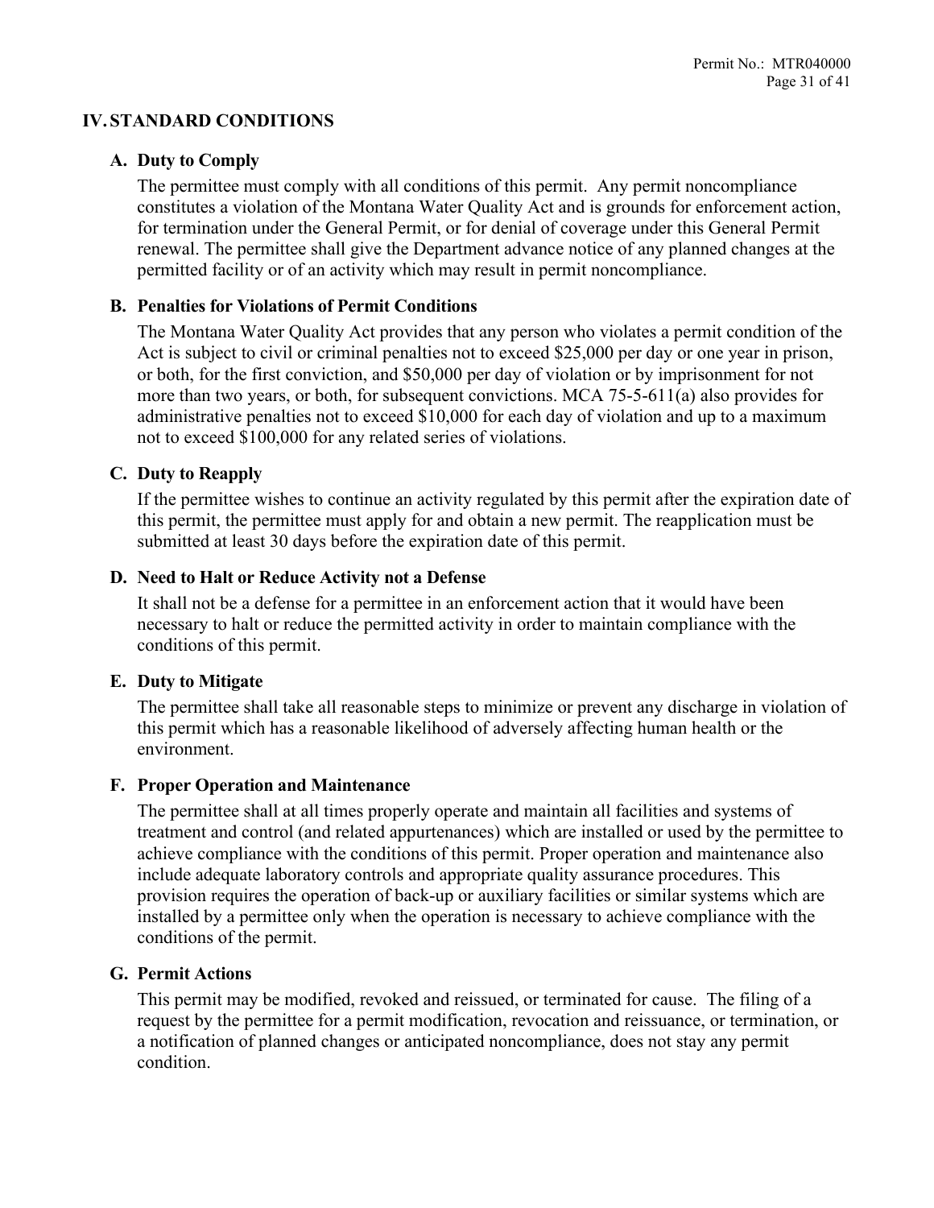## IV. STANDARD CONDITIONS

### A. Duty to Comply

The permittee must comply with all conditions of this permit. Any permit noncompliance constitutes a violation of the Montana Water Quality Act and is grounds for enforcement action, for termination under the General Permit, or for denial of coverage under this General Permit renewal. The permittee shall give the Department advance notice of any planned changes at the permitted facility or of an activity which may result in permit noncompliance.

### B. Penalties for Violations of Permit Conditions

The Montana Water Quality Act provides that any person who violates a permit condition of the Act is subject to civil or criminal penalties not to exceed $25,000 per day or one year in prison, or both, for the first conviction, and $50,000 per day of violation or by imprisonment for not more than two years, or both, for subsequent convictions. MCA 75-5-611(a) also provides for administrative penalties not to exceed $10,000 for each day of violation and up to a maximum not to exceed $100,000 for any related series of violations.

### C. Duty to Reapply

If the permittee wishes to continue an activity regulated by this permit after the expiration date of this permit, the permittee must apply for and obtain a new permit. The reapplication must be submitted at least 30 days before the expiration date of this permit.

### D. Need to Halt or Reduce Activity not a Defense

It shall not be a defense for a permittee in an enforcement action that it would have been necessary to halt or reduce the permitted activity in order to maintain compliance with the conditions of this permit.

### E. Duty to Mitigate

The permittee shall take all reasonable steps to minimize or prevent any discharge in violation of this permit which has a reasonable likelihood of adversely affecting human health or the environment.

### F. Proper Operation and Maintenance

The permittee shall at all times properly operate and maintain all facilities and systems of treatment and control (and related appurtenances) which are installed or used by the permittee to achieve compliance with the conditions of this permit. Proper operation and maintenance also include adequate laboratory controls and appropriate quality assurance procedures. This provision requires the operation of back-up or auxiliary facilities or similar systems which are installed by a permittee only when the operation is necessary to achieve compliance with the conditions of the permit.

### G. Permit Actions

This permit may be modified, revoked and reissued, or terminated for cause. The filing of a request by the permittee for a permit modification, revocation and reissuance, or termination, or a notification of planned changes or anticipated noncompliance, does not stay any permit condition.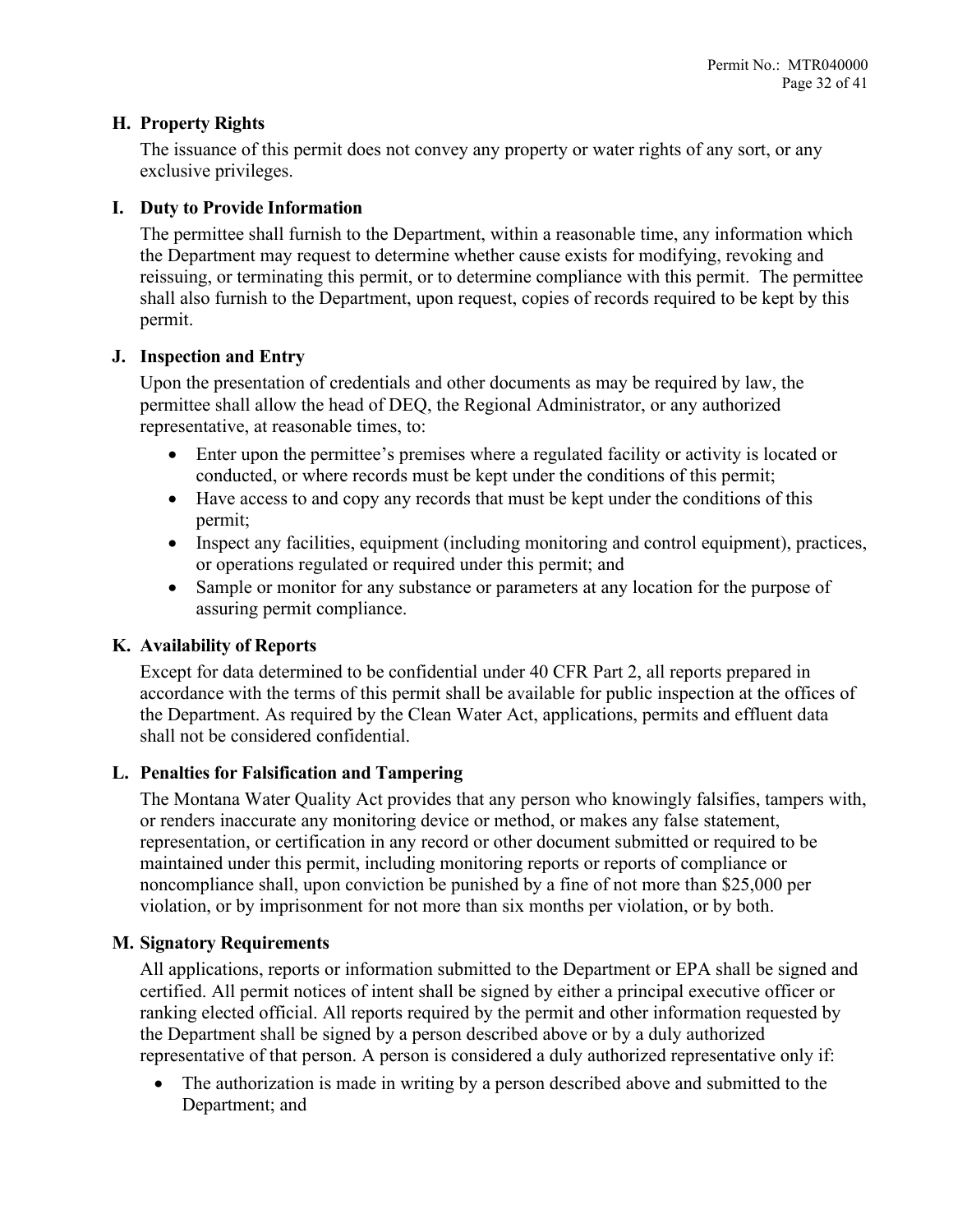## H. Property Rights

The issuance of this permit does not convey any property or water rights of any sort, or any exclusive privileges.

## I. Duty to Provide Information

The permittee shall furnish to the Department, within a reasonable time, any information which the Department may request to determine whether cause exists for modifying, revoking and reissuing, or terminating this permit, or to determine compliance with this permit. The permittee shall also furnish to the Department, upon request, copies of records required to be kept by this permit.

## J. Inspection and Entry

Upon the presentation of credentials and other documents as may be required by law, the permittee shall allow the head of DEQ, the Regional Administrator, or any authorized representative, at reasonable times, to:

- Enter upon the permittee's premises where a regulated facility or activity is located or conducted, or where records must be kept under the conditions of this permit;
- Have access to and copy any records that must be kept under the conditions of this permit;
- Inspect any facilities, equipment (including monitoring and control equipment), practices, or operations regulated or required under this permit; and
- Sample or monitor for any substance or parameters at any location for the purpose of assuring permit compliance.

## K. Availability of Reports

Except for data determined to be confidential under 40 CFR Part 2, all reports prepared in accordance with the terms of this permit shall be available for public inspection at the offices of the Department. As required by the Clean Water Act, applications, permits and effluent data shall not be considered confidential.

## L. Penalties for Falsification and Tampering

The Montana Water Quality Act provides that any person who knowingly falsifies, tampers with, or renders inaccurate any monitoring device or method, or makes any false statement, representation, or certification in any record or other document submitted or required to be maintained under this permit, including monitoring reports or reports of compliance or noncompliance shall, upon conviction be punished by a fine of not more than $25,000 per violation, or by imprisonment for not more than six months per violation, or by both.

## M. Signatory Requirements

All applications, reports or information submitted to the Department or EPA shall be signed and certified. All permit notices of intent shall be signed by either a principal executive officer or ranking elected official. All reports required by the permit and other information requested by the Department shall be signed by a person described above or by a duly authorized representative of that person. A person is considered a duly authorized representative only if:

- The authorization is made in writing by a person described above and submitted to the Department; and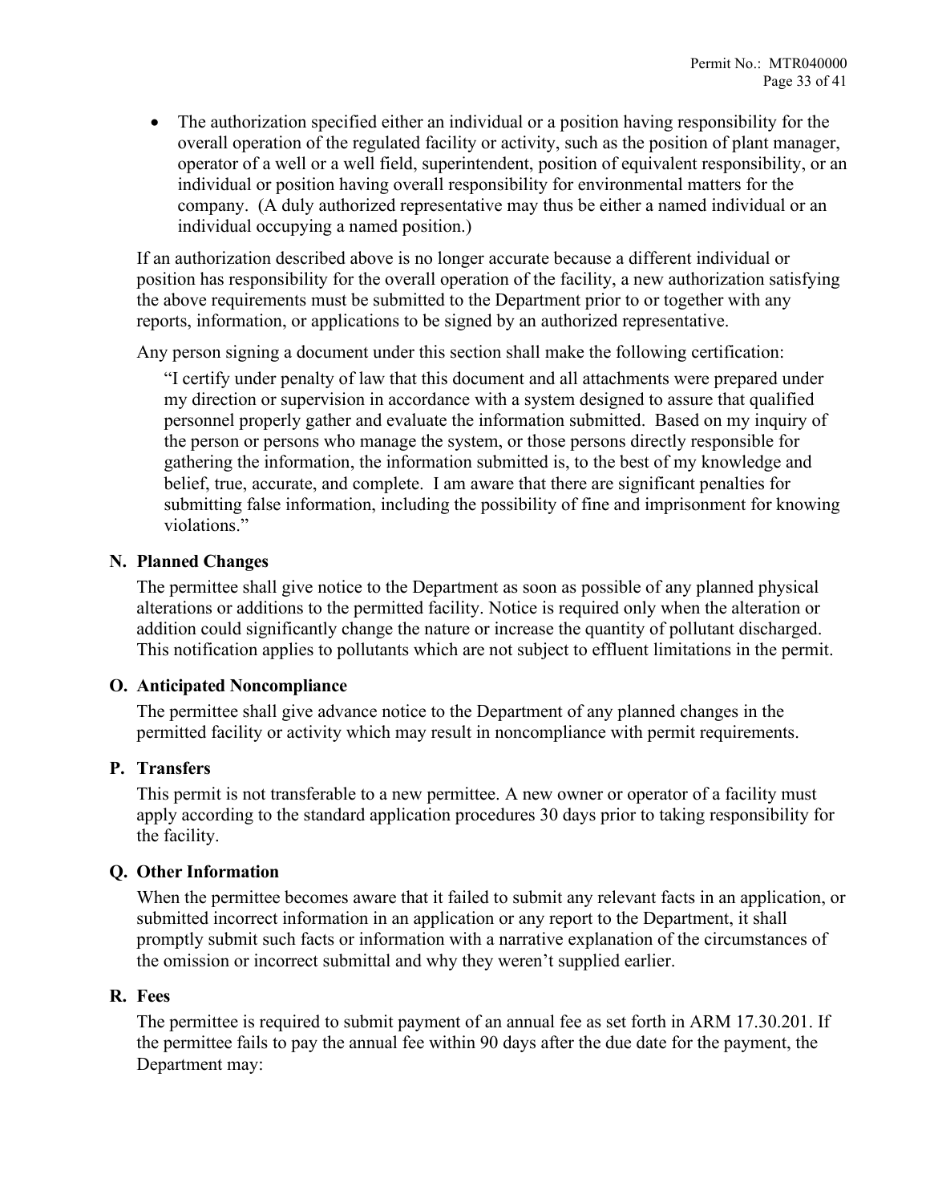- The authorization specified either an individual or a position having responsibility for the overall operation of the regulated facility or activity, such as the position of plant manager, operator of a well or a well field, superintendent, position of equivalent responsibility, or an individual or position having overall responsibility for environmental matters for the company. (A duly authorized representative may thus be either a named individual or an individual occupying a named position.)

If an authorization described above is no longer accurate because a different individual or position has responsibility for the overall operation of the facility, a new authorization satisfying the above requirements must be submitted to the Department prior to or together with any reports, information, or applications to be signed by an authorized representative.

Any person signing a document under this section shall make the following certification:

> "I certify under penalty of law that this document and all attachments were prepared under my direction or supervision in accordance with a system designed to assure that qualified personnel properly gather and evaluate the information submitted. Based on my inquiry of the person or persons who manage the system, or those persons directly responsible for gathering the information, the information submitted is, to the best of my knowledge and belief, true, accurate, and complete. I am aware that there are significant penalties for submitting false information, including the possibility of fine and imprisonment for knowing violations."

### N. Planned Changes

The permittee shall give notice to the Department as soon as possible of any planned physical alterations or additions to the permitted facility. Notice is required only when the alteration or addition could significantly change the nature or increase the quantity of pollutant discharged. This notification applies to pollutants which are not subject to effluent limitations in the permit.

### O. Anticipated Noncompliance

The permittee shall give advance notice to the Department of any planned changes in the permitted facility or activity which may result in noncompliance with permit requirements.

### P. Transfers

This permit is not transferable to a new permittee. A new owner or operator of a facility must apply according to the standard application procedures 30 days prior to taking responsibility for the facility.

### Q. Other Information

When the permittee becomes aware that it failed to submit any relevant facts in an application, or submitted incorrect information in an application or any report to the Department, it shall promptly submit such facts or information with a narrative explanation of the circumstances of the omission or incorrect submittal and why they weren't supplied earlier.

### R. Fees

The permittee is required to submit payment of an annual fee as set forth in ARM 17.30.201. If the permittee fails to pay the annual fee within 90 days after the due date for the payment, the Department may: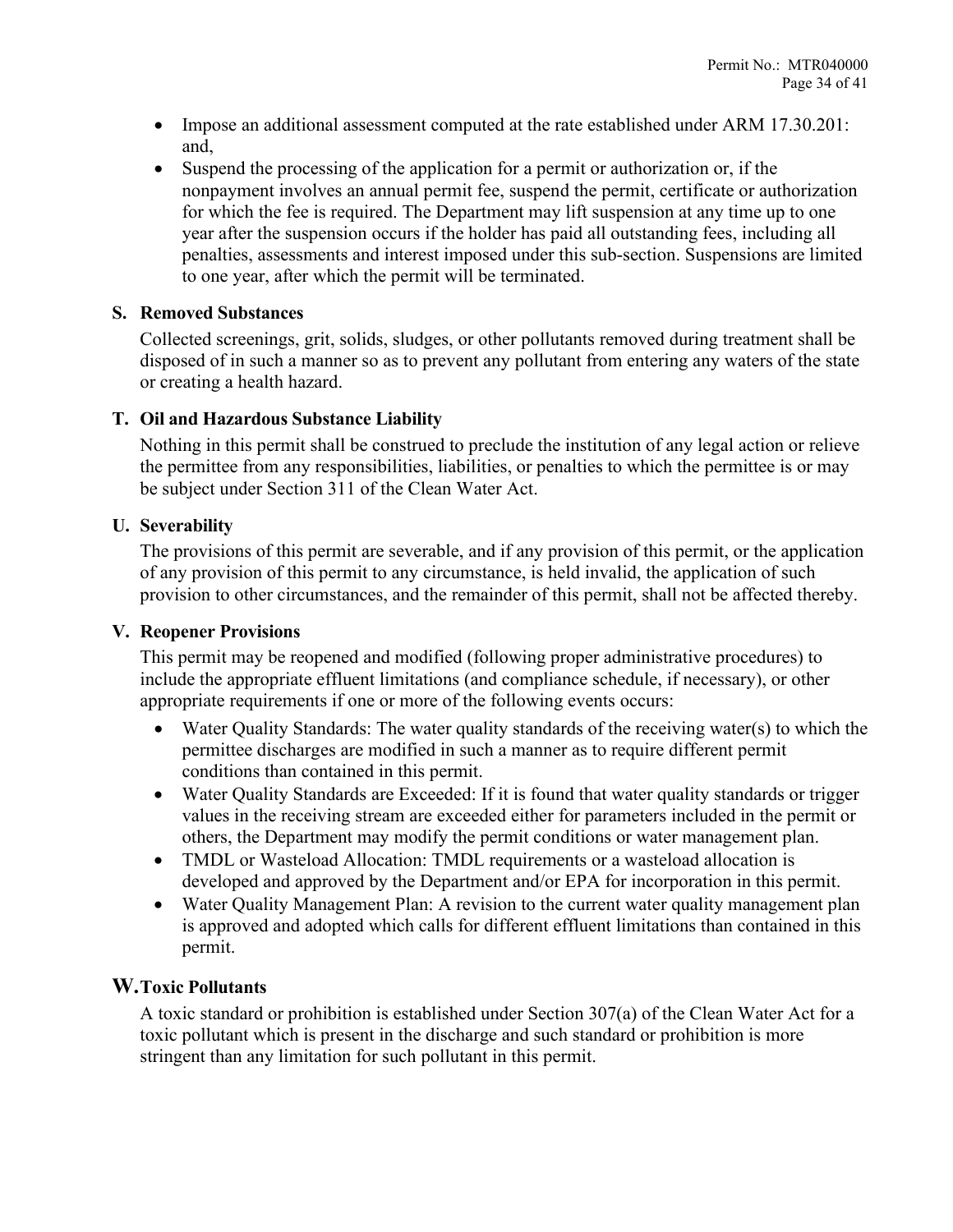- Impose an additional assessment computed at the rate established under ARM 17.30.201: and,
- Suspend the processing of the application for a permit or authorization or, if the nonpayment involves an annual permit fee, suspend the permit, certificate or authorization for which the fee is required. The Department may lift suspension at any time up to one year after the suspension occurs if the holder has paid all outstanding fees, including all penalties, assessments and interest imposed under this sub-section. Suspensions are limited to one year, after which the permit will be terminated.

### S. Removed Substances

Collected screenings, grit, solids, sludges, or other pollutants removed during treatment shall be disposed of in such a manner so as to prevent any pollutant from entering any waters of the state or creating a health hazard.

### T. Oil and Hazardous Substance Liability

Nothing in this permit shall be construed to preclude the institution of any legal action or relieve the permittee from any responsibilities, liabilities, or penalties to which the permittee is or may be subject under Section 311 of the Clean Water Act.

### U. Severability

The provisions of this permit are severable, and if any provision of this permit, or the application of any provision of this permit to any circumstance, is held invalid, the application of such provision to other circumstances, and the remainder of this permit, shall not be affected thereby.

### V. Reopener Provisions

This permit may be reopened and modified (following proper administrative procedures) to include the appropriate effluent limitations (and compliance schedule, if necessary), or other appropriate requirements if one or more of the following events occurs:

- Water Quality Standards: The water quality standards of the receiving water(s) to which the permittee discharges are modified in such a manner as to require different permit conditions than contained in this permit.
- Water Quality Standards are Exceeded: If it is found that water quality standards or trigger values in the receiving stream are exceeded either for parameters included in the permit or others, the Department may modify the permit conditions or water management plan.
- TMDL or Wasteload Allocation: TMDL requirements or a wasteload allocation is developed and approved by the Department and/or EPA for incorporation in this permit.
- Water Quality Management Plan: A revision to the current water quality management plan is approved and adopted which calls for different effluent limitations than contained in this permit.

### W. Toxic Pollutants

A toxic standard or prohibition is established under Section 307(a) of the Clean Water Act for a toxic pollutant which is present in the discharge and such standard or prohibition is more stringent than any limitation for such pollutant in this permit.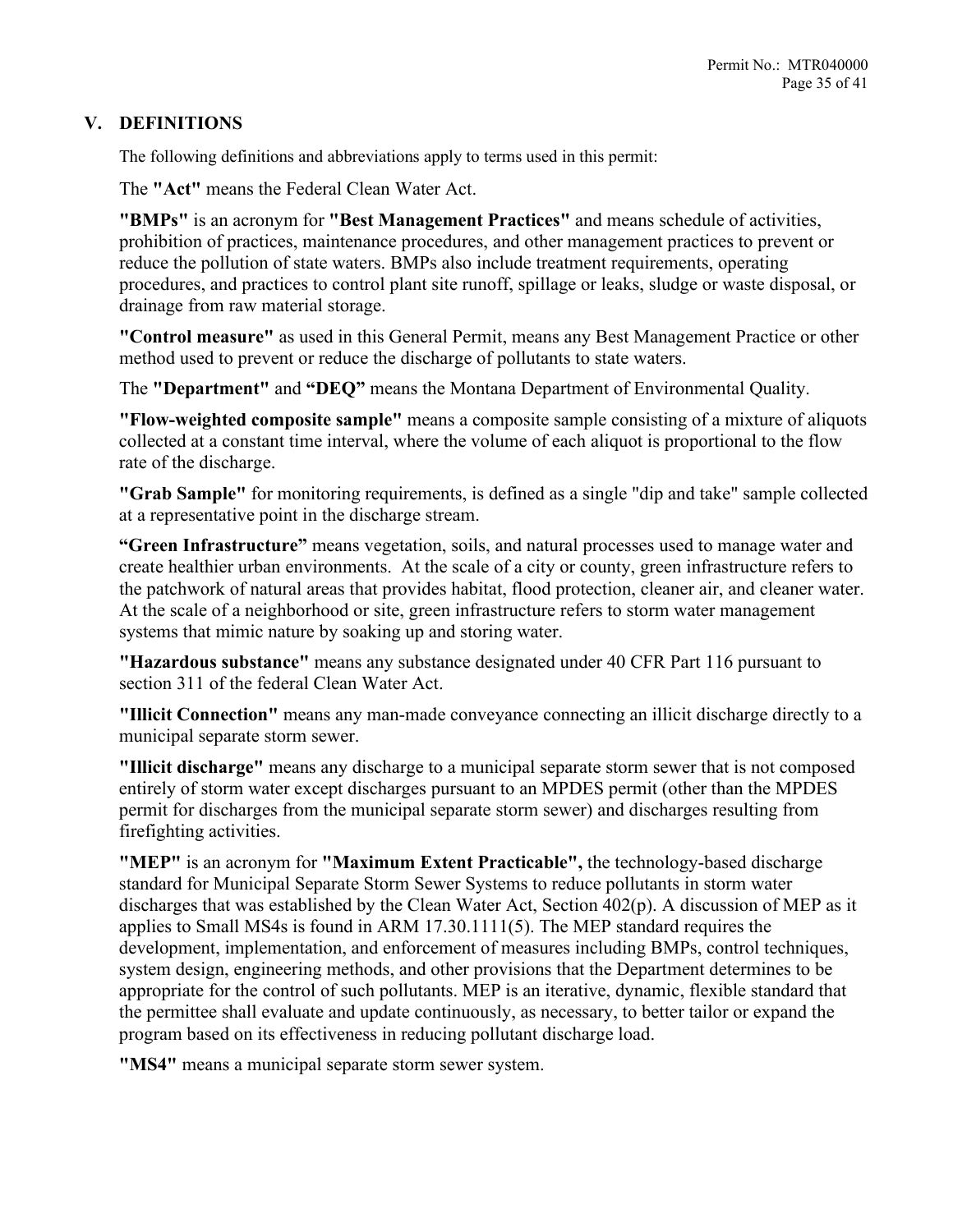## V. DEFINITIONS

The following definitions and abbreviations apply to terms used in this permit:

The **"Act"** means the Federal Clean Water Act.

**"BMPs"** is an acronym for **"Best Management Practices"** and means schedule of activities, prohibition of practices, maintenance procedures, and other management practices to prevent or reduce the pollution of state waters. BMPs also include treatment requirements, operating procedures, and practices to control plant site runoff, spillage or leaks, sludge or waste disposal, or drainage from raw material storage.

**"Control measure"** as used in this General Permit, means any Best Management Practice or other method used to prevent or reduce the discharge of pollutants to state waters.

The **"Department"** and **"DEQ"** means the Montana Department of Environmental Quality.

**"Flow-weighted composite sample"** means a composite sample consisting of a mixture of aliquots collected at a constant time interval, where the volume of each aliquot is proportional to the flow rate of the discharge.

**"Grab Sample"** for monitoring requirements, is defined as a single "dip and take" sample collected at a representative point in the discharge stream.

**"Green Infrastructure"** means vegetation, soils, and natural processes used to manage water and create healthier urban environments. At the scale of a city or county, green infrastructure refers to the patchwork of natural areas that provides habitat, flood protection, cleaner air, and cleaner water. At the scale of a neighborhood or site, green infrastructure refers to storm water management systems that mimic nature by soaking up and storing water.

**"Hazardous substance"** means any substance designated under 40 CFR Part 116 pursuant to section 311 of the federal Clean Water Act.

**"Illicit Connection"** means any man-made conveyance connecting an illicit discharge directly to a municipal separate storm sewer.

**"Illicit discharge"** means any discharge to a municipal separate storm sewer that is not composed entirely of storm water except discharges pursuant to an MPDES permit (other than the MPDES permit for discharges from the municipal separate storm sewer) and discharges resulting from firefighting activities.

**"MEP"** is an acronym for **"Maximum Extent Practicable",** the technology-based discharge standard for Municipal Separate Storm Sewer Systems to reduce pollutants in storm water discharges that was established by the Clean Water Act, Section 402(p). A discussion of MEP as it applies to Small MS4s is found in ARM 17.30.1111(5). The MEP standard requires the development, implementation, and enforcement of measures including BMPs, control techniques, system design, engineering methods, and other provisions that the Department determines to be appropriate for the control of such pollutants. MEP is an iterative, dynamic, flexible standard that the permittee shall evaluate and update continuously, as necessary, to better tailor or expand the program based on its effectiveness in reducing pollutant discharge load.

**"MS4"** means a municipal separate storm sewer system.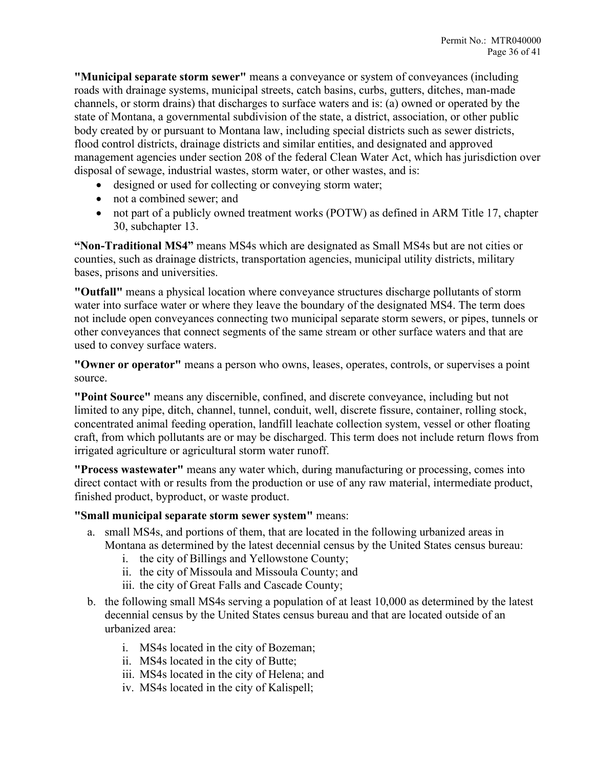**"Municipal separate storm sewer"** means a conveyance or system of conveyances (including roads with drainage systems, municipal streets, catch basins, curbs, gutters, ditches, man-made channels, or storm drains) that discharges to surface waters and is: (a) owned or operated by the state of Montana, a governmental subdivision of the state, a district, association, or other public body created by or pursuant to Montana law, including special districts such as sewer districts, flood control districts, drainage districts and similar entities, and designated and approved management agencies under section 208 of the federal Clean Water Act, which has jurisdiction over disposal of sewage, industrial wastes, storm water, or other wastes, and is:

- designed or used for collecting or conveying storm water;
- not a combined sewer; and
- not part of a publicly owned treatment works (POTW) as defined in ARM Title 17, chapter 30, subchapter 13.

**"Non-Traditional MS4"** means MS4s which are designated as Small MS4s but are not cities or counties, such as drainage districts, transportation agencies, municipal utility districts, military bases, prisons and universities.

**"Outfall"** means a physical location where conveyance structures discharge pollutants of storm water into surface water or where they leave the boundary of the designated MS4. The term does not include open conveyances connecting two municipal separate storm sewers, or pipes, tunnels or other conveyances that connect segments of the same stream or other surface waters and that are used to convey surface waters.

**"Owner or operator"** means a person who owns, leases, operates, controls, or supervises a point source.

**"Point Source"** means any discernible, confined, and discrete conveyance, including but not limited to any pipe, ditch, channel, tunnel, conduit, well, discrete fissure, container, rolling stock, concentrated animal feeding operation, landfill leachate collection system, vessel or other floating craft, from which pollutants are or may be discharged. This term does not include return flows from irrigated agriculture or agricultural storm water runoff.

**"Process wastewater"** means any water which, during manufacturing or processing, comes into direct contact with or results from the production or use of any raw material, intermediate product, finished product, byproduct, or waste product.

**"Small municipal separate storm sewer system"** means:

a. small MS4s, and portions of them, that are located in the following urbanized areas in Montana as determined by the latest decennial census by the United States census bureau:
    i. the city of Billings and Yellowstone County;
    ii. the city of Missoula and Missoula County; and
    iii. the city of Great Falls and Cascade County;
b. the following small MS4s serving a population of at least 10,000 as determined by the latest decennial census by the United States census bureau and that are located outside of an urbanized area:
    i. MS4s located in the city of Bozeman;
    ii. MS4s located in the city of Butte;
    iii. MS4s located in the city of Helena; and
    iv. MS4s located in the city of Kalispell;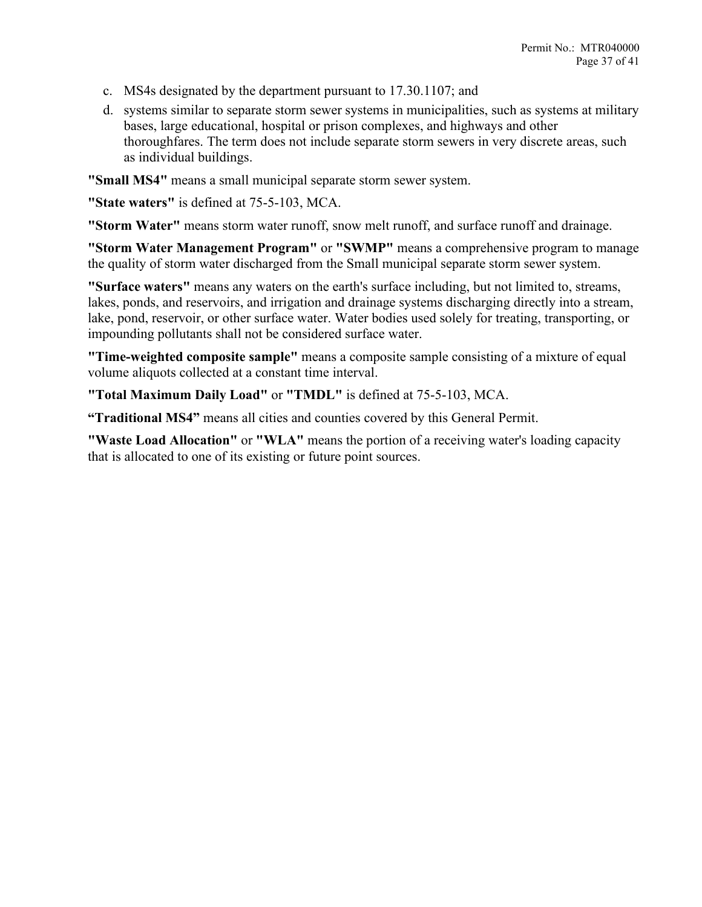c. MS4s designated by the department pursuant to 17.30.1107; and
d. systems similar to separate storm sewer systems in municipalities, such as systems at military bases, large educational, hospital or prison complexes, and highways and other thoroughfares. The term does not include separate storm sewers in very discrete areas, such as individual buildings.

**"Small MS4"** means a small municipal separate storm sewer system.

**"State waters"** is defined at 75-5-103, MCA.

**"Storm Water"** means storm water runoff, snow melt runoff, and surface runoff and drainage.

**"Storm Water Management Program"** or **"SWMP"** means a comprehensive program to manage the quality of storm water discharged from the Small municipal separate storm sewer system.

**"Surface waters"** means any waters on the earth's surface including, but not limited to, streams, lakes, ponds, and reservoirs, and irrigation and drainage systems discharging directly into a stream, lake, pond, reservoir, or other surface water. Water bodies used solely for treating, transporting, or impounding pollutants shall not be considered surface water.

**"Time-weighted composite sample"** means a composite sample consisting of a mixture of equal volume aliquots collected at a constant time interval.

**"Total Maximum Daily Load"** or **"TMDL"** is defined at 75-5-103, MCA.

**"Traditional MS4"** means all cities and counties covered by this General Permit.

**"Waste Load Allocation"** or **"WLA"** means the portion of a receiving water's loading capacity that is allocated to one of its existing or future point sources.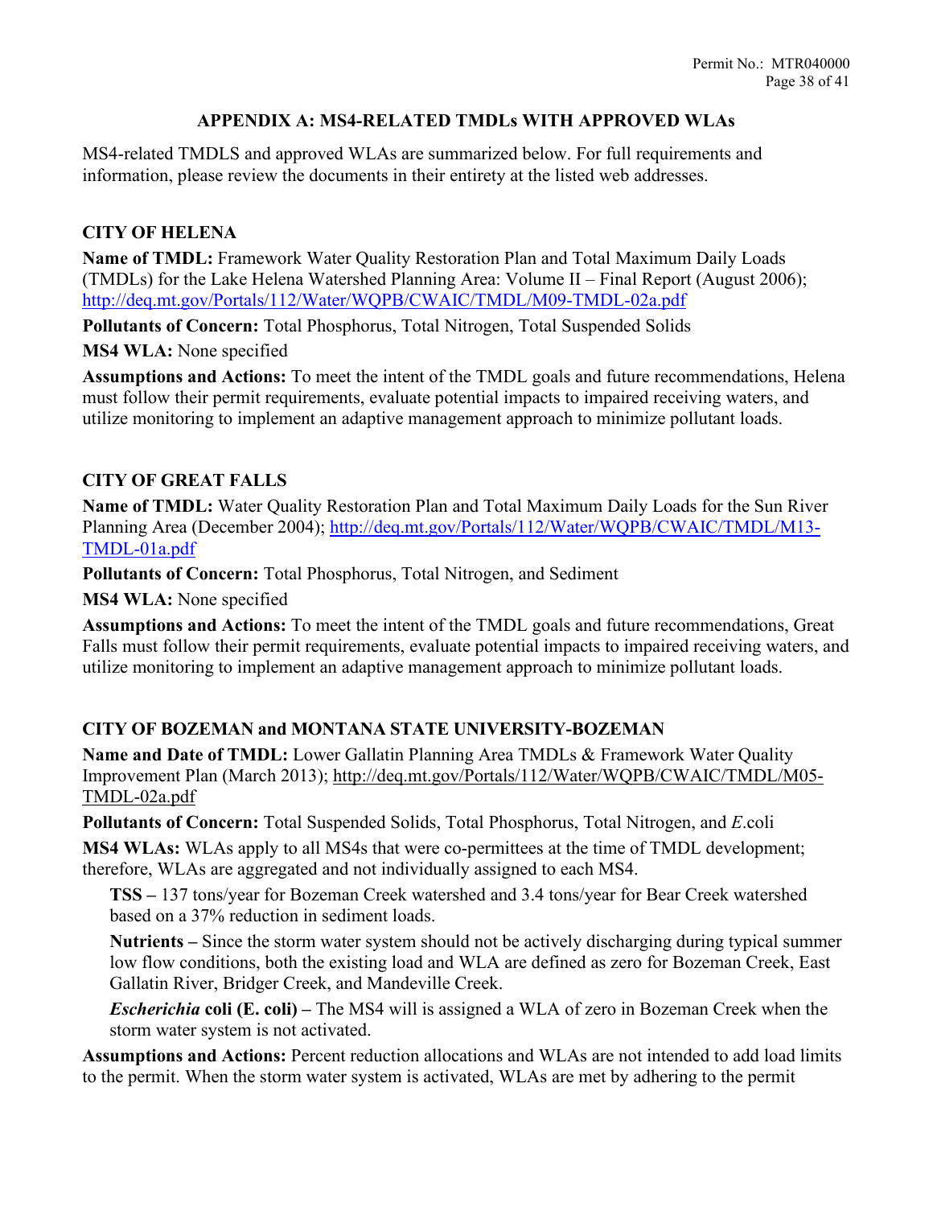## APPENDIX A: MS4-RELATED TMDLs WITH APPROVED WLAs

MS4-related TMDLS and approved WLAs are summarized below. For full requirements and information, please review the documents in their entirety at the listed web addresses.

### CITY OF HELENA

**Name of TMDL:** Framework Water Quality Restoration Plan and Total Maximum Daily Loads (TMDLs) for the Lake Helena Watershed Planning Area: Volume II – Final Report (August 2006); http://deq.mt.gov/Portals/112/Water/WQPB/CWAIC/TMDL/M09-TMDL-02a.pdf

**Pollutants of Concern:** Total Phosphorus, Total Nitrogen, Total Suspended Solids

**MS4 WLA:** None specified

**Assumptions and Actions:** To meet the intent of the TMDL goals and future recommendations, Helena must follow their permit requirements, evaluate potential impacts to impaired receiving waters, and utilize monitoring to implement an adaptive management approach to minimize pollutant loads.

### CITY OF GREAT FALLS

**Name of TMDL:** Water Quality Restoration Plan and Total Maximum Daily Loads for the Sun River Planning Area (December 2004); http://deq.mt.gov/Portals/112/Water/WQPB/CWAIC/TMDL/M13-TMDL-01a.pdf

**Pollutants of Concern:** Total Phosphorus, Total Nitrogen, and Sediment

**MS4 WLA:** None specified

**Assumptions and Actions:** To meet the intent of the TMDL goals and future recommendations, Great Falls must follow their permit requirements, evaluate potential impacts to impaired receiving waters, and utilize monitoring to implement an adaptive management approach to minimize pollutant loads.

### CITY OF BOZEMAN and MONTANA STATE UNIVERSITY-BOZEMAN

**Name and Date of TMDL:** Lower Gallatin Planning Area TMDLs & Framework Water Quality Improvement Plan (March 2013); http://deq.mt.gov/Portals/112/Water/WQPB/CWAIC/TMDL/M05-TMDL-02a.pdf

**Pollutants of Concern:** Total Suspended Solids, Total Phosphorus, Total Nitrogen, and *E*.coli

**MS4 WLAs:** WLAs apply to all MS4s that were co-permittees at the time of TMDL development; therefore, WLAs are aggregated and not individually assigned to each MS4.

> **TSS –** 137 tons/year for Bozeman Creek watershed and 3.4 tons/year for Bear Creek watershed based on a 37% reduction in sediment loads.
>
> **Nutrients –** Since the storm water system should not be actively discharging during typical summer low flow conditions, both the existing load and WLA are defined as zero for Bozeman Creek, East Gallatin River, Bridger Creek, and Mandeville Creek.
>
> ***Escherichia* coli (E. coli) –** The MS4 will is assigned a WLA of zero in Bozeman Creek when the storm water system is not activated.

**Assumptions and Actions:** Percent reduction allocations and WLAs are not intended to add load limits to the permit. When the storm water system is activated, WLAs are met by adhering to the permit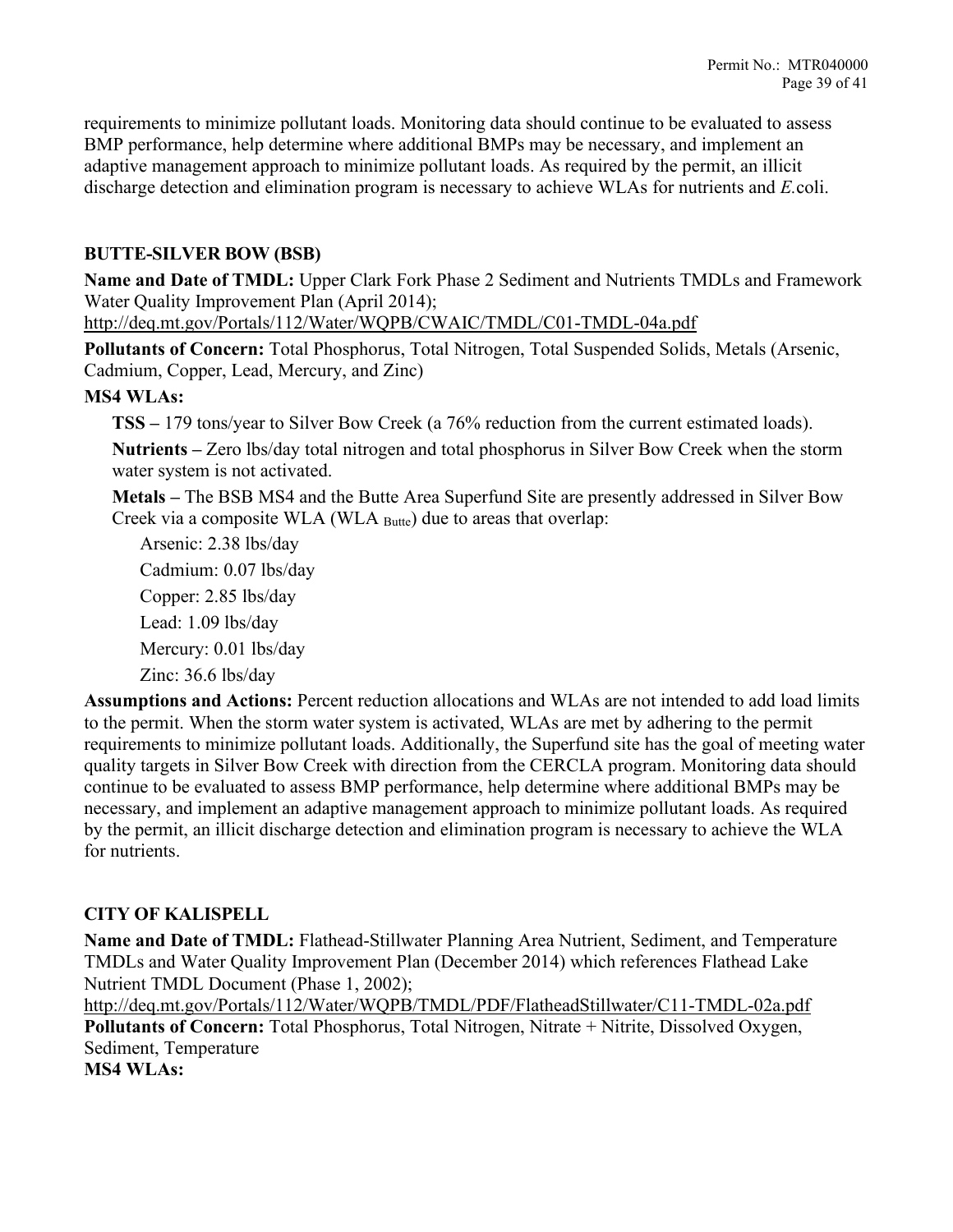requirements to minimize pollutant loads. Monitoring data should continue to be evaluated to assess BMP performance, help determine where additional BMPs may be necessary, and implement an adaptive management approach to minimize pollutant loads. As required by the permit, an illicit discharge detection and elimination program is necessary to achieve WLAs for nutrients and *E.*coli.

**BUTTE-SILVER BOW (BSB)**

**Name and Date of TMDL:** Upper Clark Fork Phase 2 Sediment and Nutrients TMDLs and Framework Water Quality Improvement Plan (April 2014); http://deq.mt.gov/Portals/112/Water/WQPB/CWAIC/TMDL/C01-TMDL-04a.pdf

**Pollutants of Concern:** Total Phosphorus, Total Nitrogen, Total Suspended Solids, Metals (Arsenic, Cadmium, Copper, Lead, Mercury, and Zinc)

**MS4 WLAs:**

**TSS –** 179 tons/year to Silver Bow Creek (a 76% reduction from the current estimated loads).

**Nutrients –** Zero lbs/day total nitrogen and total phosphorus in Silver Bow Creek when the storm water system is not activated.

**Metals –** The BSB MS4 and the Butte Area Superfund Site are presently addressed in Silver Bow Creek via a composite WLA ($WLA_{Butte}$) due to areas that overlap:

- Arsenic: 2.38 lbs/day
- Cadmium: 0.07 lbs/day
- Copper: 2.85 lbs/day
- Lead: 1.09 lbs/day
- Mercury: 0.01 lbs/day
- Zinc: 36.6 lbs/day

**Assumptions and Actions:** Percent reduction allocations and WLAs are not intended to add load limits to the permit. When the storm water system is activated, WLAs are met by adhering to the permit requirements to minimize pollutant loads. Additionally, the Superfund site has the goal of meeting water quality targets in Silver Bow Creek with direction from the CERCLA program. Monitoring data should continue to be evaluated to assess BMP performance, help determine where additional BMPs may be necessary, and implement an adaptive management approach to minimize pollutant loads. As required by the permit, an illicit discharge detection and elimination program is necessary to achieve the WLA for nutrients.

**CITY OF KALISPELL**

**Name and Date of TMDL:** Flathead-Stillwater Planning Area Nutrient, Sediment, and Temperature TMDLs and Water Quality Improvement Plan (December 2014) which references Flathead Lake Nutrient TMDL Document (Phase 1, 2002); http://deq.mt.gov/Portals/112/Water/WQPB/TMDL/PDF/FlatheadStillwater/C11-TMDL-02a.pdf

**Pollutants of Concern:** Total Phosphorus, Total Nitrogen, Nitrate + Nitrite, Dissolved Oxygen, Sediment, Temperature

**MS4 WLAs:**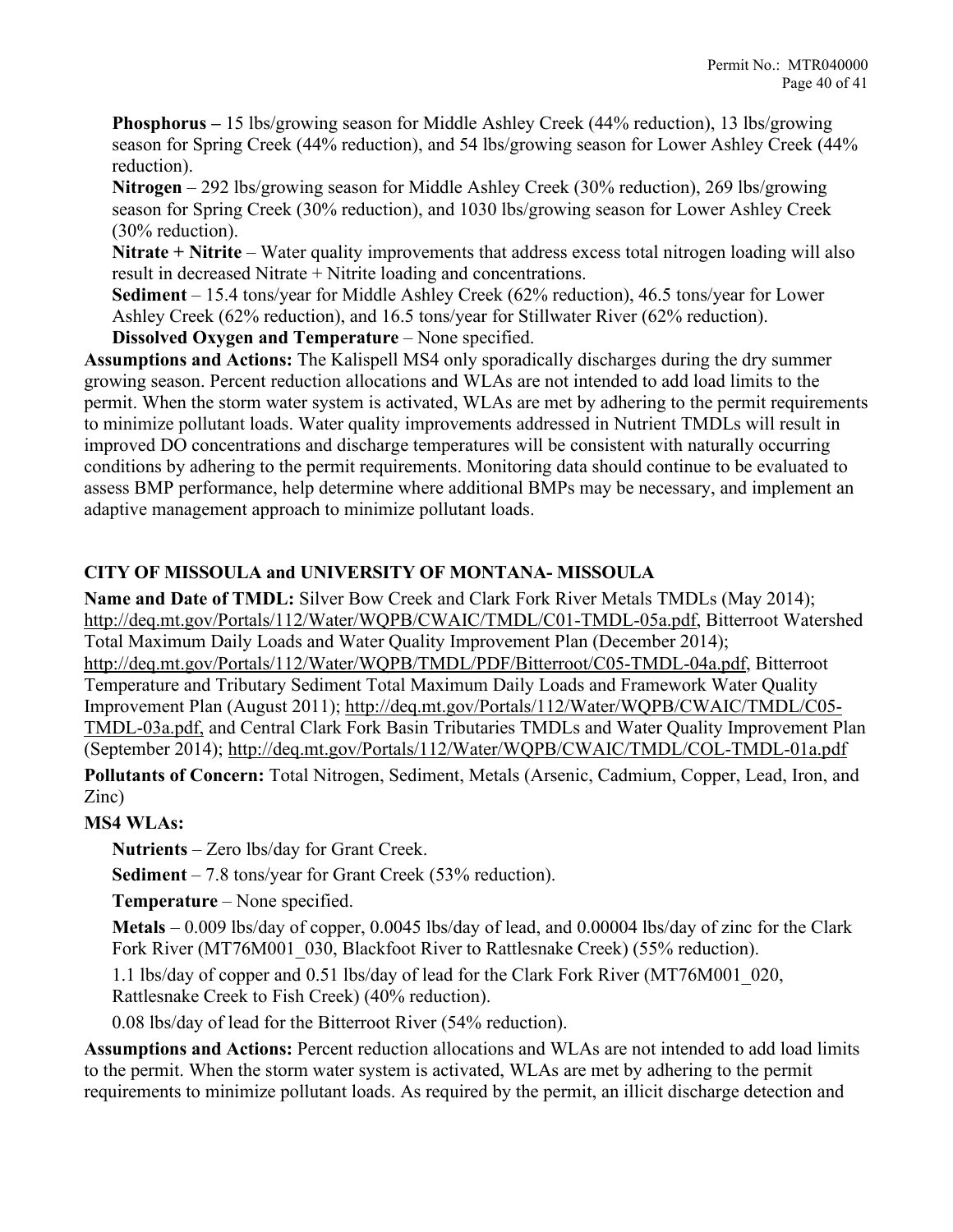**Phosphorus –** 15 lbs/growing season for Middle Ashley Creek (44% reduction), 13 lbs/growing season for Spring Creek (44% reduction), and 54 lbs/growing season for Lower Ashley Creek (44% reduction).

**Nitrogen** – 292 lbs/growing season for Middle Ashley Creek (30% reduction), 269 lbs/growing season for Spring Creek (30% reduction), and 1030 lbs/growing season for Lower Ashley Creek (30% reduction).

**Nitrate + Nitrite** – Water quality improvements that address excess total nitrogen loading will also result in decreased Nitrate + Nitrite loading and concentrations.

**Sediment** – 15.4 tons/year for Middle Ashley Creek (62% reduction), 46.5 tons/year for Lower Ashley Creek (62% reduction), and 16.5 tons/year for Stillwater River (62% reduction).

**Dissolved Oxygen and Temperature** – None specified.

**Assumptions and Actions:** The Kalispell MS4 only sporadically discharges during the dry summer growing season. Percent reduction allocations and WLAs are not intended to add load limits to the permit. When the storm water system is activated, WLAs are met by adhering to the permit requirements to minimize pollutant loads. Water quality improvements addressed in Nutrient TMDLs will result in improved DO concentrations and discharge temperatures will be consistent with naturally occurring conditions by adhering to the permit requirements. Monitoring data should continue to be evaluated to assess BMP performance, help determine where additional BMPs may be necessary, and implement an adaptive management approach to minimize pollutant loads.

**CITY OF MISSOULA and UNIVERSITY OF MONTANA- MISSOULA**

**Name and Date of TMDL:** Silver Bow Creek and Clark Fork River Metals TMDLs (May 2014); http://deq.mt.gov/Portals/112/Water/WQPB/CWAIC/TMDL/C01-TMDL-05a.pdf, Bitterroot Watershed Total Maximum Daily Loads and Water Quality Improvement Plan (December 2014); http://deq.mt.gov/Portals/112/Water/WQPB/TMDL/PDF/Bitterroot/C05-TMDL-04a.pdf, Bitterroot Temperature and Tributary Sediment Total Maximum Daily Loads and Framework Water Quality Improvement Plan (August 2011); http://deq.mt.gov/Portals/112/Water/WQPB/CWAIC/TMDL/C05-TMDL-03a.pdf, and Central Clark Fork Basin Tributaries TMDLs and Water Quality Improvement Plan (September 2014); http://deq.mt.gov/Portals/112/Water/WQPB/CWAIC/TMDL/COL-TMDL-01a.pdf

**Pollutants of Concern:** Total Nitrogen, Sediment, Metals (Arsenic, Cadmium, Copper, Lead, Iron, and Zinc)

**MS4 WLAs:**

**Nutrients** – Zero lbs/day for Grant Creek.

**Sediment** – 7.8 tons/year for Grant Creek (53% reduction).

**Temperature** – None specified.

**Metals** – 0.009 lbs/day of copper, 0.0045 lbs/day of lead, and 0.00004 lbs/day of zinc for the Clark Fork River (MT76M001_030, Blackfoot River to Rattlesnake Creek) (55% reduction).

1.1 lbs/day of copper and 0.51 lbs/day of lead for the Clark Fork River (MT76M001_020, Rattlesnake Creek to Fish Creek) (40% reduction).

0.08 lbs/day of lead for the Bitterroot River (54% reduction).

**Assumptions and Actions:** Percent reduction allocations and WLAs are not intended to add load limits to the permit. When the storm water system is activated, WLAs are met by adhering to the permit requirements to minimize pollutant loads. As required by the permit, an illicit discharge detection and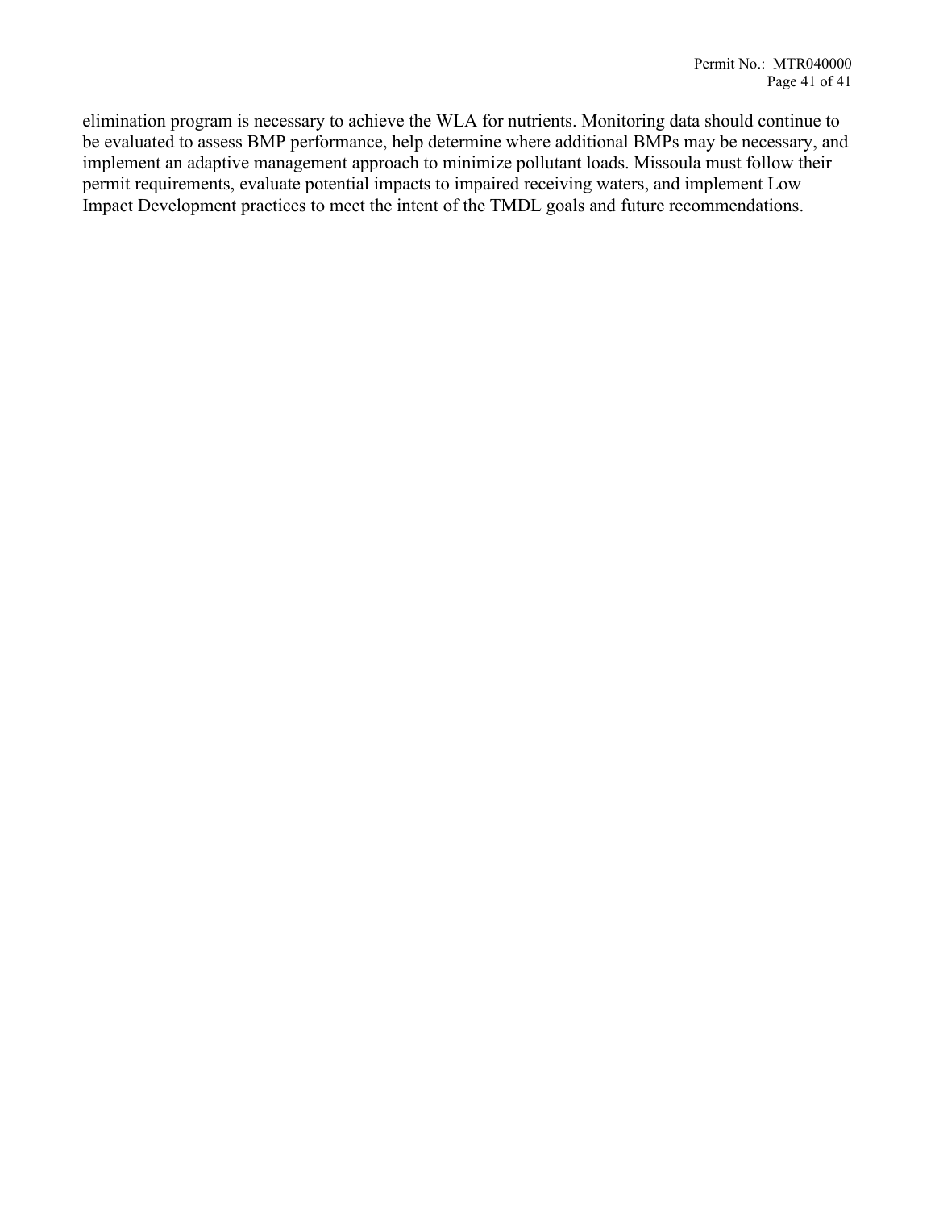elimination program is necessary to achieve the WLA for nutrients. Monitoring data should continue to be evaluated to assess BMP performance, help determine where additional BMPs may be necessary, and implement an adaptive management approach to minimize pollutant loads. Missoula must follow their permit requirements, evaluate potential impacts to impaired receiving waters, and implement Low Impact Development practices to meet the intent of the TMDL goals and future recommendations.